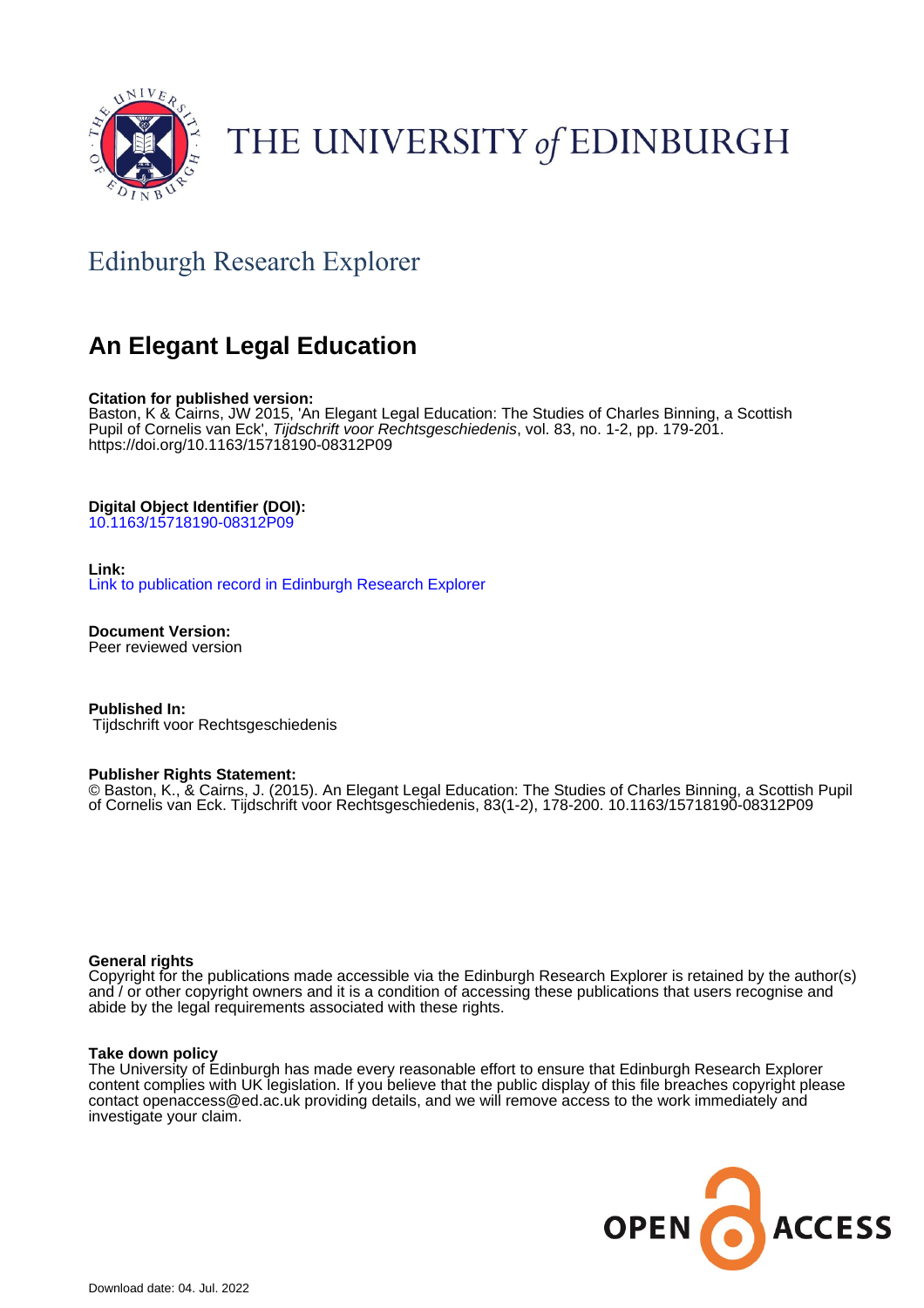THE UNIVERSITY *of* EDINBURGH

## Edinburgh Research Explorer

# An Elegant Legal Education

**Citation for published version:**
Baston, K & Cairns, JW 2015, 'An Elegant Legal Education: The Studies of Charles Binning, a Scottish Pupil of Cornelis van Eck', *Tijdschrift voor Rechtsgeschiedenis*, vol. 83, no. 1-2, pp. 179-201. https://doi.org/10.1163/15718190-08312P09

**Digital Object Identifier (DOI):**
10.1163/15718190-08312P09

**Link:**
Link to publication record in Edinburgh Research Explorer

**Document Version:**
Peer reviewed version

**Published In:**
Tijdschrift voor Rechtsgeschiedenis

**Publisher Rights Statement:**
© Baston, K., & Cairns, J. (2015). An Elegant Legal Education: The Studies of Charles Binning, a Scottish Pupil of Cornelis van Eck. Tijdschrift voor Rechtsgeschiedenis, 83(1-2), 178-200. 10.1163/15718190-08312P09

**General rights**
Copyright for the publications made accessible via the Edinburgh Research Explorer is retained by the author(s) and / or other copyright owners and it is a condition of accessing these publications that users recognise and abide by the legal requirements associated with these rights.

**Take down policy**
The University of Edinburgh has made every reasonable effort to ensure that Edinburgh Research Explorer content complies with UK legislation. If you believe that the public display of this file breaches copyright please contact openaccess@ed.ac.uk providing details, and we will remove access to the work immediately and investigate your claim.

OPEN ACCESS

Download date: 04. Jul. 2022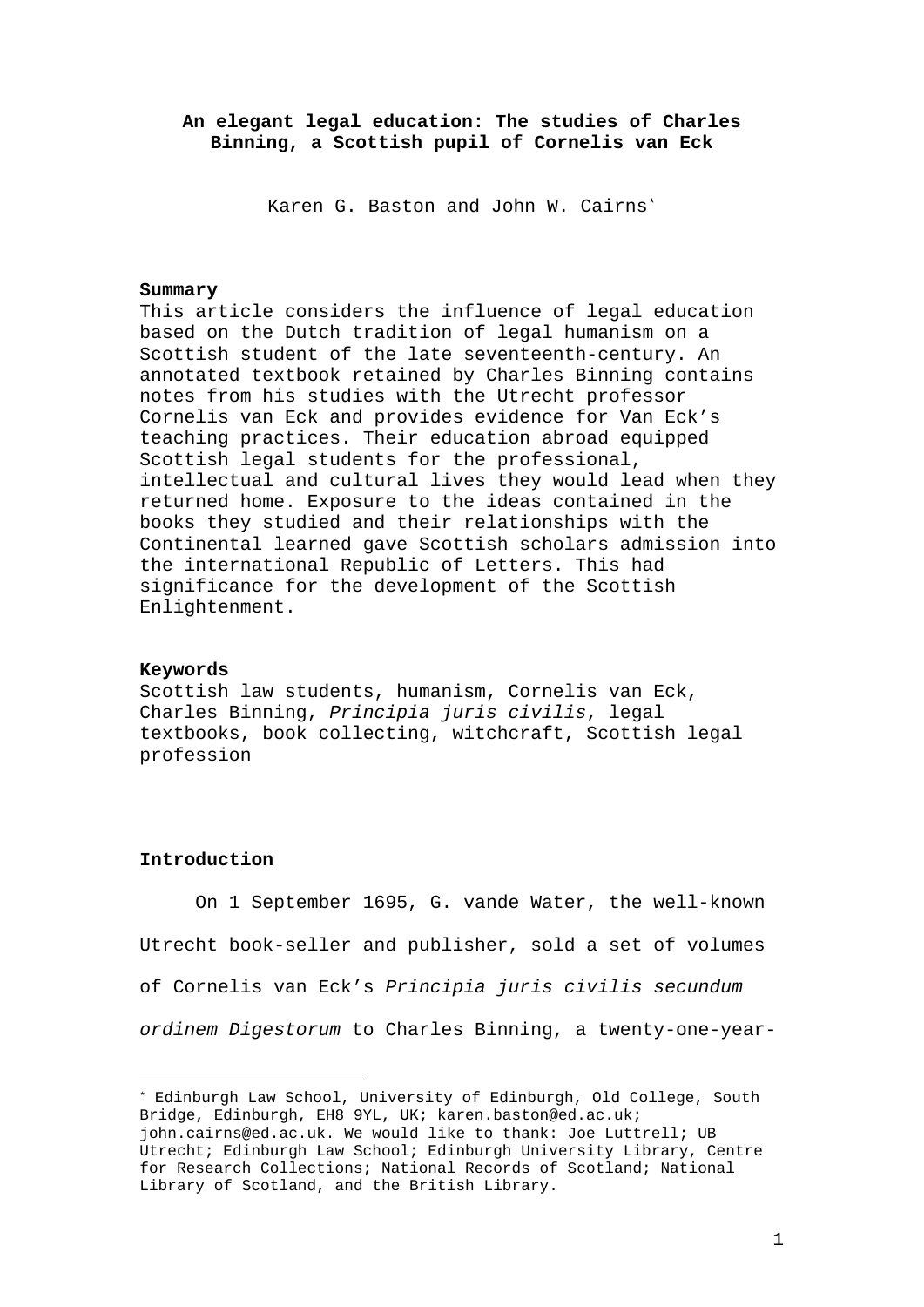**An elegant legal education: The studies of Charles Binning, a Scottish pupil of Cornelis van Eck**

Karen G. Baston and John W. Cairns*

**Summary**

This article considers the influence of legal education based on the Dutch tradition of legal humanism on a Scottish student of the late seventeenth-century. An annotated textbook retained by Charles Binning contains notes from his studies with the Utrecht professor Cornelis van Eck and provides evidence for Van Eck's teaching practices. Their education abroad equipped Scottish legal students for the professional, intellectual and cultural lives they would lead when they returned home. Exposure to the ideas contained in the books they studied and their relationships with the Continental learned gave Scottish scholars admission into the international Republic of Letters. This had significance for the development of the Scottish Enlightenment.

**Keywords**

Scottish law students, humanism, Cornelis van Eck, Charles Binning, *Principia juris civilis*, legal textbooks, book collecting, witchcraft, Scottish legal profession

**Introduction**

On 1 September 1695, G. vande Water, the well-known Utrecht book-seller and publisher, sold a set of volumes of Cornelis van Eck's *Principia juris civilis secundum ordinem Digestorum* to Charles Binning, a twenty-one-year-

* Edinburgh Law School, University of Edinburgh, Old College, South Bridge, Edinburgh, EH8 9YL, UK; karen.baston@ed.ac.uk; john.cairns@ed.ac.uk. We would like to thank: Joe Luttrell; UB Utrecht; Edinburgh Law School; Edinburgh University Library, Centre for Research Collections; National Records of Scotland; National Library of Scotland, and the British Library.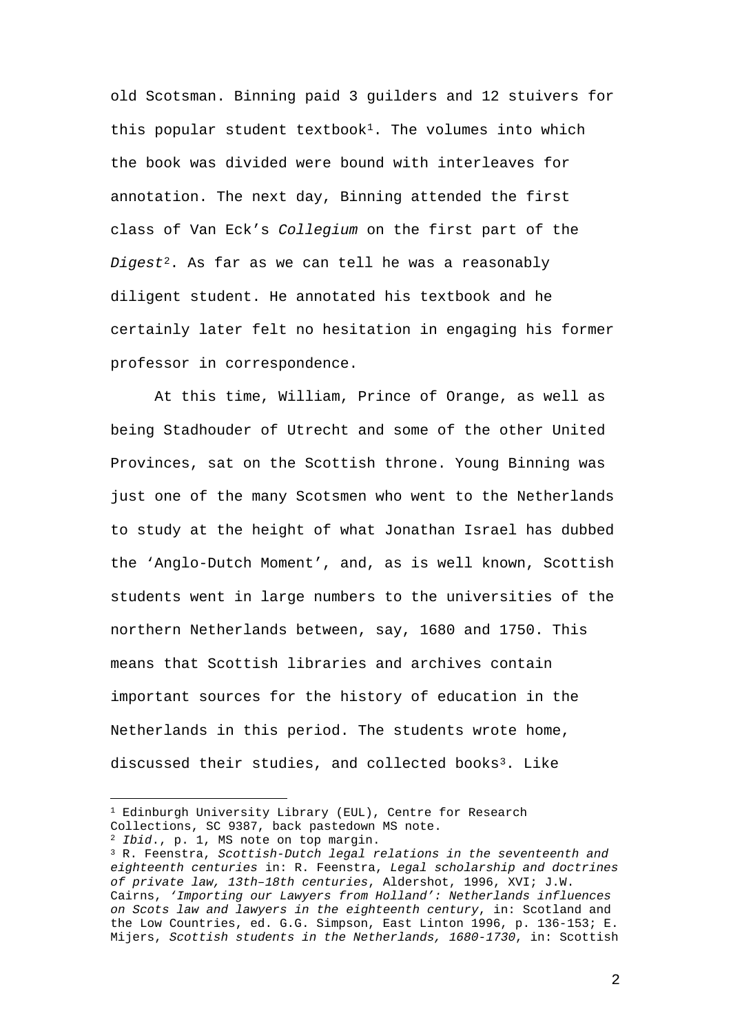old Scotsman. Binning paid 3 guilders and 12 stuivers for this popular student textbook[1]. The volumes into which the book was divided were bound with interleaves for annotation. The next day, Binning attended the first class of Van Eck's *Collegium* on the first part of the *Digest*[2]. As far as we can tell he was a reasonably diligent student. He annotated his textbook and he certainly later felt no hesitation in engaging his former professor in correspondence.

At this time, William, Prince of Orange, as well as being Stadhouder of Utrecht and some of the other United Provinces, sat on the Scottish throne. Young Binning was just one of the many Scotsmen who went to the Netherlands to study at the height of what Jonathan Israel has dubbed the 'Anglo-Dutch Moment', and, as is well known, Scottish students went in large numbers to the universities of the northern Netherlands between, say, 1680 and 1750. This means that Scottish libraries and archives contain important sources for the history of education in the Netherlands in this period. The students wrote home, discussed their studies, and collected books[3]. Like

---

[1] Edinburgh University Library (EUL), Centre for Research Collections, SC 9387, back pastedown MS note.

[2] *Ibid*., p. 1, MS note on top margin.

[3] R. Feenstra, *Scottish-Dutch legal relations in the seventeenth and eighteenth centuries* in: R. Feenstra, *Legal scholarship and doctrines of private law, 13th–18th centuries*, Aldershot, 1996, XVI; J.W. Cairns, *'Importing our Lawyers from Holland': Netherlands influences on Scots law and lawyers in the eighteenth century*, in: Scotland and the Low Countries, ed. G.G. Simpson, East Linton 1996, p. 136-153; E. Mijers, *Scottish students in the Netherlands, 1680-1730*, in: Scottish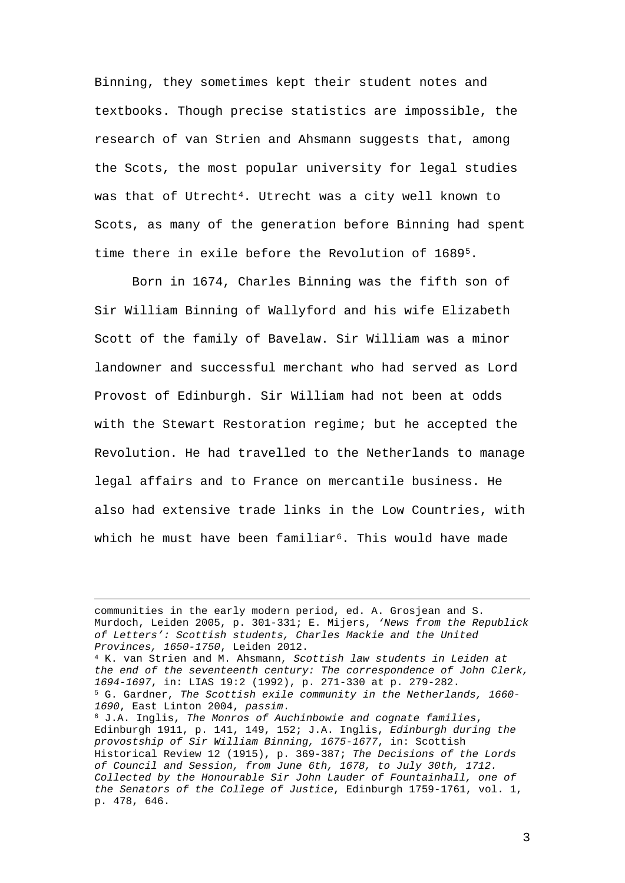Binning, they sometimes kept their student notes and textbooks. Though precise statistics are impossible, the research of van Strien and Ahsmann suggests that, among the Scots, the most popular university for legal studies was that of Utrecht[4]. Utrecht was a city well known to Scots, as many of the generation before Binning had spent time there in exile before the Revolution of 1689[5].

Born in 1674, Charles Binning was the fifth son of Sir William Binning of Wallyford and his wife Elizabeth Scott of the family of Bavelaw. Sir William was a minor landowner and successful merchant who had served as Lord Provost of Edinburgh. Sir William had not been at odds with the Stewart Restoration regime; but he accepted the Revolution. He had travelled to the Netherlands to manage legal affairs and to France on mercantile business. He also had extensive trade links in the Low Countries, with which he must have been familiar[6]. This would have made

---

communities in the early modern period, ed. A. Grosjean and S. Murdoch, Leiden 2005, p. 301-331; E. Mijers, *'News from the Republick of Letters': Scottish students, Charles Mackie and the United Provinces, 1650-1750*, Leiden 2012.

[4] K. van Strien and M. Ahsmann, *Scottish law students in Leiden at the end of the seventeenth century: The correspondence of John Clerk, 1694-1697*, in: LIAS 19:2 (1992), p. 271-330 at p. 279-282.

[5] G. Gardner, *The Scottish exile community in the Netherlands, 1660-1690*, East Linton 2004, *passim*.

[6] J.A. Inglis, *The Monros of Auchinbowie and cognate families*, Edinburgh 1911, p. 141, 149, 152; J.A. Inglis, *Edinburgh during the provostship of Sir William Binning, 1675-1677*, in: Scottish Historical Review 12 (1915), p. 369-387; *The Decisions of the Lords of Council and Session, from June 6th, 1678, to July 30th, 1712. Collected by the Honourable Sir John Lauder of Fountainhall, one of the Senators of the College of Justice*, Edinburgh 1759-1761, vol. 1, p. 478, 646.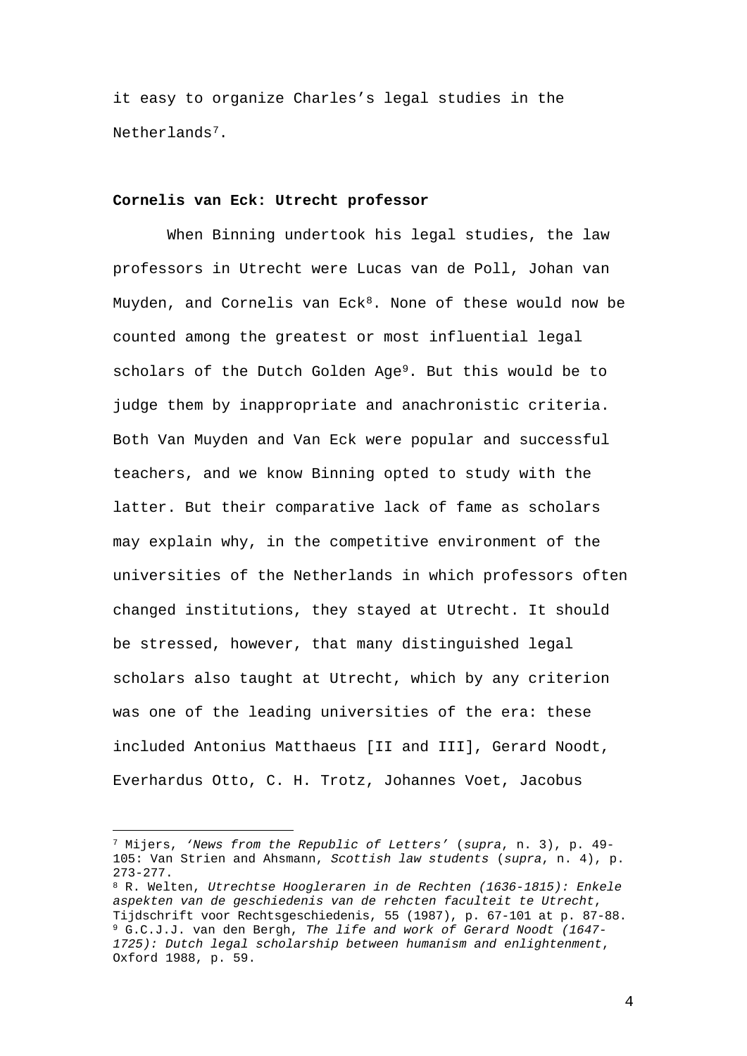it easy to organize Charles's legal studies in the Netherlands[7].

### Cornelis van Eck: Utrecht professor

When Binning undertook his legal studies, the law professors in Utrecht were Lucas van de Poll, Johan van Muyden, and Cornelis van Eck[8]. None of these would now be counted among the greatest or most influential legal scholars of the Dutch Golden Age[9]. But this would be to judge them by inappropriate and anachronistic criteria. Both Van Muyden and Van Eck were popular and successful teachers, and we know Binning opted to study with the latter. But their comparative lack of fame as scholars may explain why, in the competitive environment of the universities of the Netherlands in which professors often changed institutions, they stayed at Utrecht. It should be stressed, however, that many distinguished legal scholars also taught at Utrecht, which by any criterion was one of the leading universities of the era: these included Antonius Matthaeus [II and III], Gerard Noodt, Everhardus Otto, C. H. Trotz, Johannes Voet, Jacobus

---

[7] Mijers, *'News from the Republic of Letters'* (*supra*, n. 3), p. 49-105: Van Strien and Ahsmann, *Scottish law students* (*supra*, n. 4), p. 273-277.

[8] R. Welten, *Utrechtse Hoogleraren in de Rechten (1636-1815): Enkele aspekten van de geschiedenis van de rehcten faculteit te Utrecht*, Tijdschrift voor Rechtsgeschiedenis, 55 (1987), p. 67-101 at p. 87-88.

[9] G.C.J.J. van den Bergh, *The life and work of Gerard Noodt (1647-1725): Dutch legal scholarship between humanism and enlightenment*, Oxford 1988, p. 59.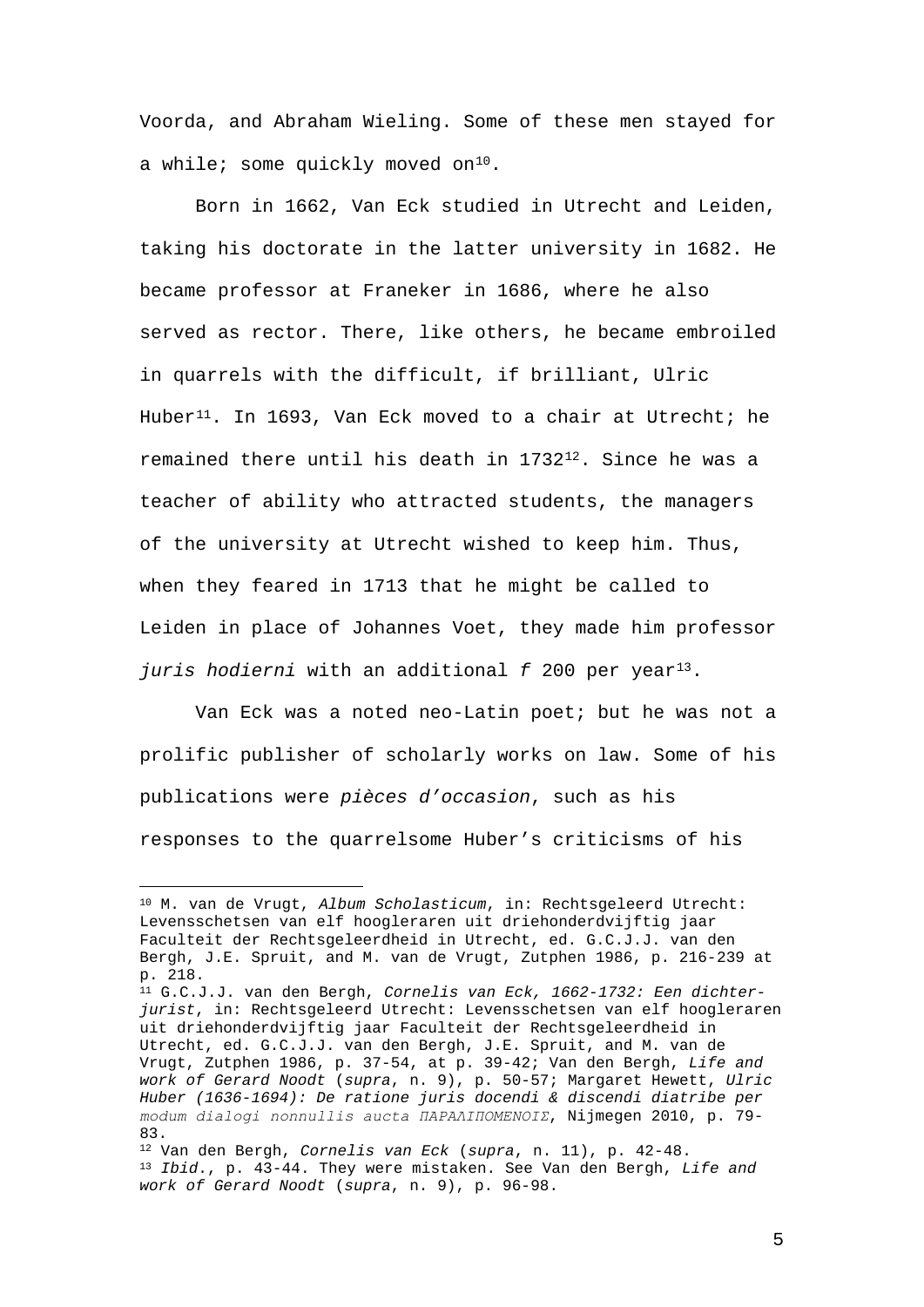Voorda, and Abraham Wieling. Some of these men stayed for a while; some quickly moved on[10].

Born in 1662, Van Eck studied in Utrecht and Leiden, taking his doctorate in the latter university in 1682. He became professor at Franeker in 1686, where he also served as rector. There, like others, he became embroiled in quarrels with the difficult, if brilliant, Ulric Huber[11]. In 1693, Van Eck moved to a chair at Utrecht; he remained there until his death in 1732[12]. Since he was a teacher of ability who attracted students, the managers of the university at Utrecht wished to keep him. Thus, when they feared in 1713 that he might be called to Leiden in place of Johannes Voet, they made him professor *juris hodierni* with an additional *f* 200 per year[13].

Van Eck was a noted neo-Latin poet; but he was not a prolific publisher of scholarly works on law. Some of his publications were *pièces d'occasion*, such as his responses to the quarrelsome Huber's criticisms of his

---

[10] M. van de Vrugt, *Album Scholasticum*, in: Rechtsgeleerd Utrecht: Levensschetsen van elf hoogleraren uit driehonderdvijftig jaar Faculteit der Rechtsgeleerdheid in Utrecht, ed. G.C.J.J. van den Bergh, J.E. Spruit, and M. van de Vrugt, Zutphen 1986, p. 216-239 at p. 218.

[11] G.C.J.J. van den Bergh, *Cornelis van Eck, 1662-1732: Een dichter-jurist*, in: Rechtsgeleerd Utrecht: Levensschetsen van elf hoogleraren uit driehonderdvijftig jaar Faculteit der Rechtsgeleerdheid in Utrecht, ed. G.C.J.J. van den Bergh, J.E. Spruit, and M. van de Vrugt, Zutphen 1986, p. 37-54, at p. 39-42; Van den Bergh, *Life and work of Gerard Noodt* (*supra*, n. 9), p. 50-57; Margaret Hewett, *Ulric Huber (1636-1694): De ratione juris docendi & discendi diatribe per modum dialogi nonnullis aucta ΠΑΡΑΛΙΠΟΜΕΝΟΙΣ*, Nijmegen 2010, p. 79-83.

[12] Van den Bergh, *Cornelis van Eck* (*supra*, n. 11), p. 42-48.

[13] *Ibid*., p. 43-44. They were mistaken. See Van den Bergh, *Life and work of Gerard Noodt* (*supra*, n. 9), p. 96-98.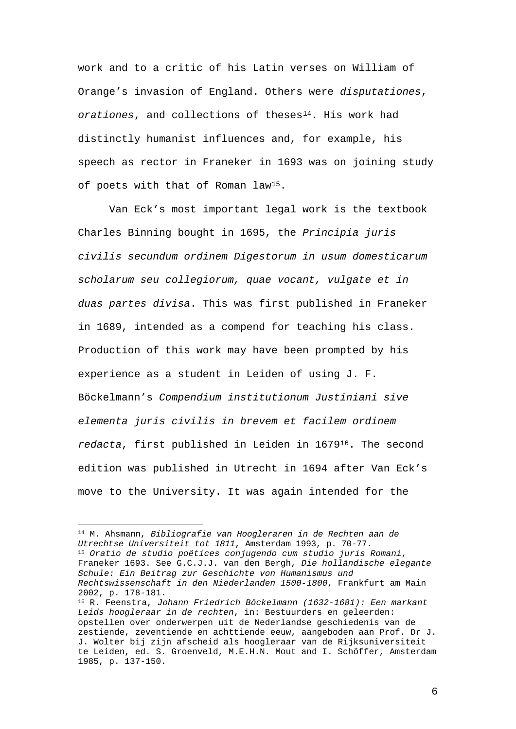work and to a critic of his Latin verses on William of Orange's invasion of England. Others were *disputationes*, *orationes*, and collections of theses[14]. His work had distinctly humanist influences and, for example, his speech as rector in Franeker in 1693 was on joining study of poets with that of Roman law[15].

Van Eck's most important legal work is the textbook Charles Binning bought in 1695, the *Principia juris civilis secundum ordinem Digestorum in usum domesticarum scholarum seu collegiorum, quae vocant, vulgate et in duas partes divisa*. This was first published in Franeker in 1689, intended as a compend for teaching his class. Production of this work may have been prompted by his experience as a student in Leiden of using J. F. Böckelmann's *Compendium institutionum Justiniani sive elementa juris civilis in brevem et facilem ordinem redacta*, first published in Leiden in 1679[16]. The second edition was published in Utrecht in 1694 after Van Eck's move to the University. It was again intended for the

---

[14] M. Ahsmann, *Bibliografie van Hoogleraren in de Rechten aan de Utrechtse Universiteit tot 1811*, Amsterdam 1993, p. 70-77.

[15] *Oratio de studio poëtices conjugendo cum studio juris Romani*, Franeker 1693. See G.C.J.J. van den Bergh, *Die holländische elegante Schule: Ein Beitrag zur Geschichte von Humanismus und Rechtswissenschaft in den Niederlanden 1500-1800*, Frankfurt am Main 2002, p. 178-181.

[16] R. Feenstra, *Johann Friedrich Böckelmann (1632-1681): Een markant Leids hoogleraar in de rechten*, in: Bestuurders en geleerden: opstellen over onderwerpen uit de Nederlandse geschiedenis van de zestiende, zeventiende en achttiende eeuw, aangeboden aan Prof. Dr J. J. Wolter bij zijn afscheid als hoogleraar van de Rijksuniversiteit te Leiden, ed. S. Groenveld, M.E.H.N. Mout and I. Schöffer, Amsterdam 1985, p. 137-150.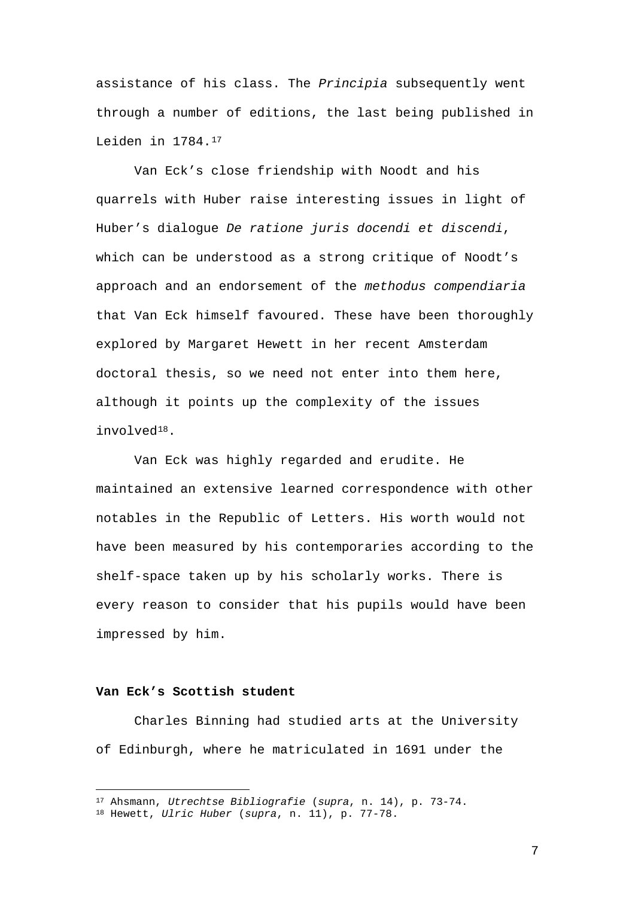assistance of his class. The *Principia* subsequently went through a number of editions, the last being published in Leiden in 1784.[17]

Van Eck's close friendship with Noodt and his quarrels with Huber raise interesting issues in light of Huber's dialogue *De ratione juris docendi et discendi*, which can be understood as a strong critique of Noodt's approach and an endorsement of the *methodus compendiaria* that Van Eck himself favoured. These have been thoroughly explored by Margaret Hewett in her recent Amsterdam doctoral thesis, so we need not enter into them here, although it points up the complexity of the issues involved[18].

Van Eck was highly regarded and erudite. He maintained an extensive learned correspondence with other notables in the Republic of Letters. His worth would not have been measured by his contemporaries according to the shelf-space taken up by his scholarly works. There is every reason to consider that his pupils would have been impressed by him.

**Van Eck's Scottish student**

Charles Binning had studied arts at the University of Edinburgh, where he matriculated in 1691 under the

[17] Ahsmann, *Utrechtse Bibliografie* (*supra*, n. 14), p. 73-74.

[18] Hewett, *Ulric Huber* (*supra*, n. 11), p. 77-78.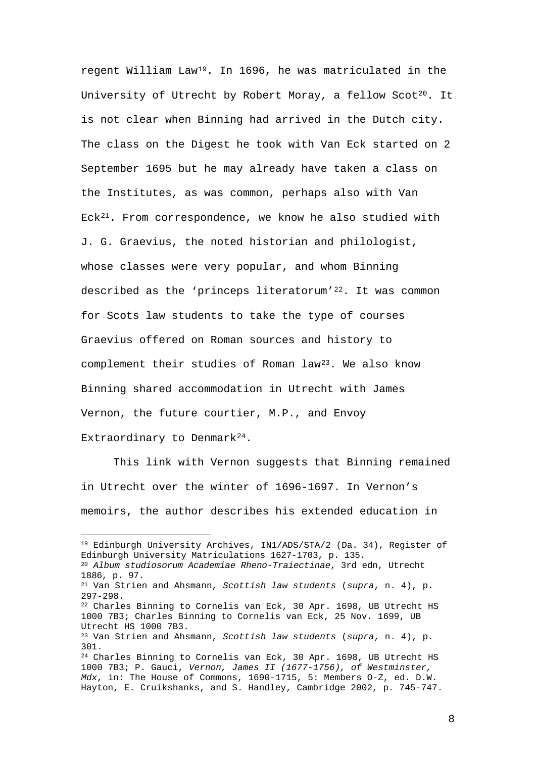regent William Law[19]. In 1696, he was matriculated in the University of Utrecht by Robert Moray, a fellow Scot[20]. It is not clear when Binning had arrived in the Dutch city. The class on the Digest he took with Van Eck started on 2 September 1695 but he may already have taken a class on the Institutes, as was common, perhaps also with Van Eck[21]. From correspondence, we know he also studied with J. G. Graevius, the noted historian and philologist, whose classes were very popular, and whom Binning described as the 'princeps literatorum'[22]. It was common for Scots law students to take the type of courses Graevius offered on Roman sources and history to complement their studies of Roman law[23]. We also know Binning shared accommodation in Utrecht with James Vernon, the future courtier, M.P., and Envoy Extraordinary to Denmark[24].

This link with Vernon suggests that Binning remained in Utrecht over the winter of 1696-1697. In Vernon's memoirs, the author describes his extended education in

---

[19] Edinburgh University Archives, IN1/ADS/STA/2 (Da. 34), Register of Edinburgh University Matriculations 1627-1703, p. 135.

[20] *Album studiosorum Academiae Rheno-Traiectinae*, 3rd edn, Utrecht 1886, p. 97.

[21] Van Strien and Ahsmann, *Scottish law students* (*supra*, n. 4), p. 297-298.

[22] Charles Binning to Cornelis van Eck, 30 Apr. 1698, UB Utrecht HS 1000 7B3; Charles Binning to Cornelis van Eck, 25 Nov. 1699, UB Utrecht HS 1000 7B3.

[23] Van Strien and Ahsmann, *Scottish law students* (*supra*, n. 4), p. 301.

[24] Charles Binning to Cornelis van Eck, 30 Apr. 1698, UB Utrecht HS 1000 7B3; P. Gauci, *Vernon, James II (1677-1756), of Westminster, Mdx*, in: The House of Commons, 1690-1715, 5: Members O-Z, ed. D.W. Hayton, E. Cruikshanks, and S. Handley, Cambridge 2002, p. 745-747.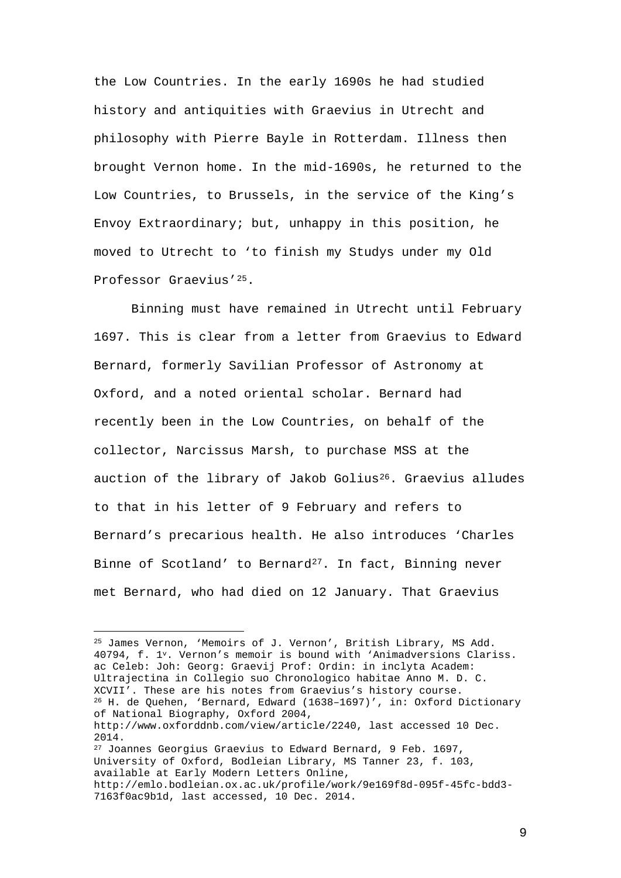the Low Countries. In the early 1690s he had studied history and antiquities with Graevius in Utrecht and philosophy with Pierre Bayle in Rotterdam. Illness then brought Vernon home. In the mid-1690s, he returned to the Low Countries, to Brussels, in the service of the King's Envoy Extraordinary; but, unhappy in this position, he moved to Utrecht to 'to finish my Studys under my Old Professor Graevius'[25].

Binning must have remained in Utrecht until February 1697. This is clear from a letter from Graevius to Edward Bernard, formerly Savilian Professor of Astronomy at Oxford, and a noted oriental scholar. Bernard had recently been in the Low Countries, on behalf of the collector, Narcissus Marsh, to purchase MSS at the auction of the library of Jakob Golius[26]. Graevius alludes to that in his letter of 9 February and refers to Bernard's precarious health. He also introduces 'Charles Binne of Scotland' to Bernard[27]. In fact, Binning never met Bernard, who had died on 12 January. That Graevius

---

[25] James Vernon, 'Memoirs of J. Vernon', British Library, MS Add. 40794, f. 1v. Vernon's memoir is bound with 'Animadversions Clariss. ac Celeb: Joh: Georg: Graevij Prof: Ordin: in inclyta Academ: Ultrajectina in Collegio suo Chronologico habitae Anno M. D. C. XCVII'. These are his notes from Graevius's history course.

[26] H. de Quehen, 'Bernard, Edward (1638–1697)', in: Oxford Dictionary of National Biography, Oxford 2004, http://www.oxforddnb.com/view/article/2240, last accessed 10 Dec. 2014.

[27] Joannes Georgius Graevius to Edward Bernard, 9 Feb. 1697, University of Oxford, Bodleian Library, MS Tanner 23, f. 103, available at Early Modern Letters Online, http://emlo.bodleian.ox.ac.uk/profile/work/9e169f8d-095f-45fc-bdd3-7163f0ac9b1d, last accessed, 10 Dec. 2014.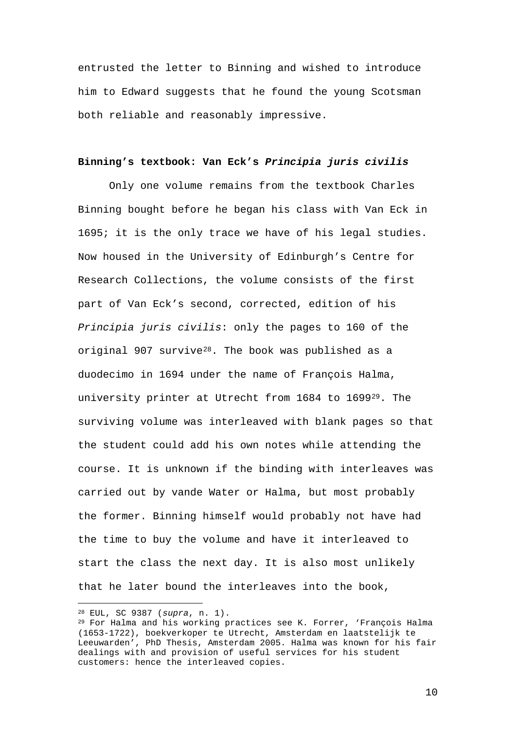entrusted the letter to Binning and wished to introduce him to Edward suggests that he found the young Scotsman both reliable and reasonably impressive.

### Binning's textbook: Van Eck's ***Principia juris civilis***

Only one volume remains from the textbook Charles Binning bought before he began his class with Van Eck in 1695; it is the only trace we have of his legal studies. Now housed in the University of Edinburgh's Centre for Research Collections, the volume consists of the first part of Van Eck's second, corrected, edition of his *Principia juris civilis*: only the pages to 160 of the original 907 survive[28]. The book was published as a duodecimo in 1694 under the name of François Halma, university printer at Utrecht from 1684 to 1699[29]. The surviving volume was interleaved with blank pages so that the student could add his own notes while attending the course. It is unknown if the binding with interleaves was carried out by vande Water or Halma, but most probably the former. Binning himself would probably not have had the time to buy the volume and have it interleaved to start the class the next day. It is also most unlikely that he later bound the interleaves into the book,

---

[28] EUL, SC 9387 (*supra*, n. 1).

[29] For Halma and his working practices see K. Forrer, 'François Halma (1653-1722), boekverkoper te Utrecht, Amsterdam en laatstelijk te Leeuwarden', PhD Thesis, Amsterdam 2005. Halma was known for his fair dealings with and provision of useful services for his student customers: hence the interleaved copies.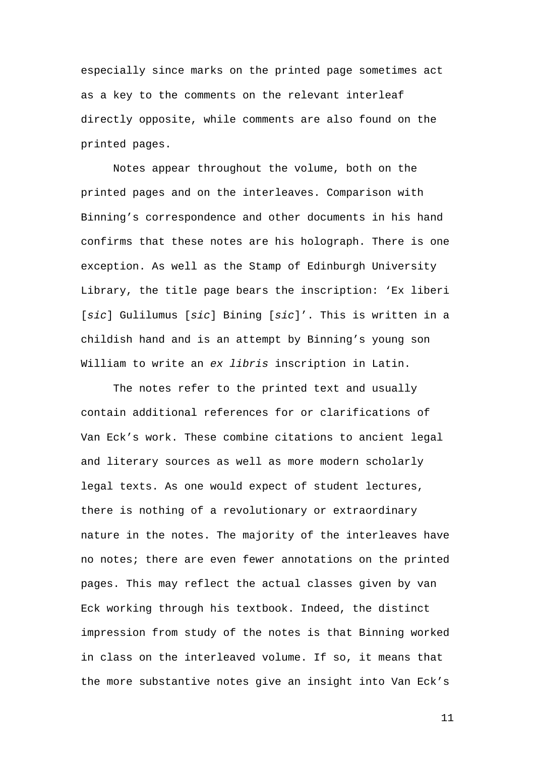especially since marks on the printed page sometimes act as a key to the comments on the relevant interleaf directly opposite, while comments are also found on the printed pages.

Notes appear throughout the volume, both on the printed pages and on the interleaves. Comparison with Binning's correspondence and other documents in his hand confirms that these notes are his holograph. There is one exception. As well as the Stamp of Edinburgh University Library, the title page bears the inscription: 'Ex liberi [*sic*] Gulilumus [*sic*] Bining [*sic*]'. This is written in a childish hand and is an attempt by Binning's young son William to write an *ex libris* inscription in Latin.

The notes refer to the printed text and usually contain additional references for or clarifications of Van Eck's work. These combine citations to ancient legal and literary sources as well as more modern scholarly legal texts. As one would expect of student lectures, there is nothing of a revolutionary or extraordinary nature in the notes. The majority of the interleaves have no notes; there are even fewer annotations on the printed pages. This may reflect the actual classes given by van Eck working through his textbook. Indeed, the distinct impression from study of the notes is that Binning worked in class on the interleaved volume. If so, it means that the more substantive notes give an insight into Van Eck's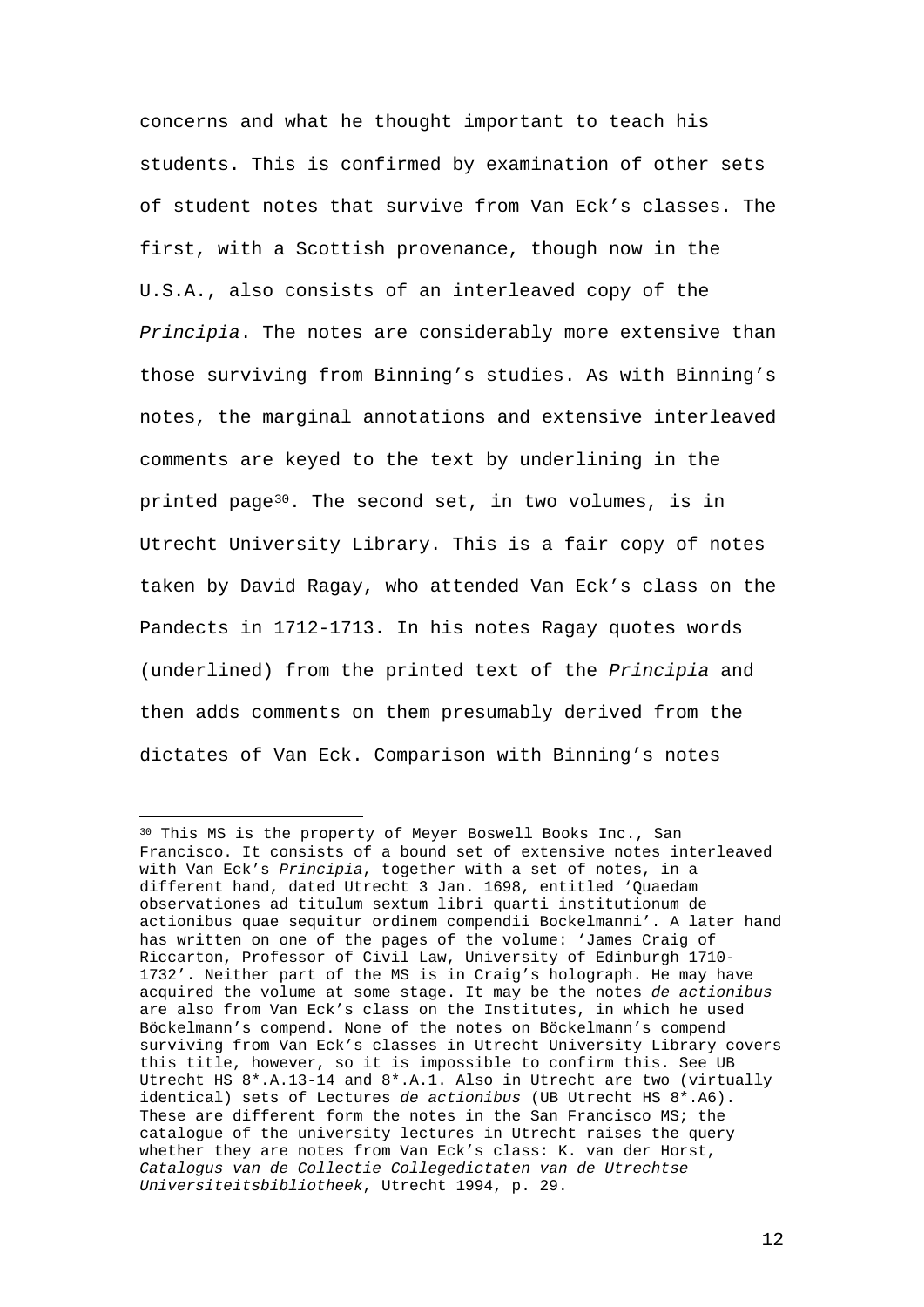concerns and what he thought important to teach his students. This is confirmed by examination of other sets of student notes that survive from Van Eck's classes. The first, with a Scottish provenance, though now in the U.S.A., also consists of an interleaved copy of the *Principia*. The notes are considerably more extensive than those surviving from Binning's studies. As with Binning's notes, the marginal annotations and extensive interleaved comments are keyed to the text by underlining in the printed page[30]. The second set, in two volumes, is in Utrecht University Library. This is a fair copy of notes taken by David Ragay, who attended Van Eck's class on the Pandects in 1712-1713. In his notes Ragay quotes words (underlined) from the printed text of the *Principia* and then adds comments on them presumably derived from the dictates of Van Eck. Comparison with Binning's notes

---

[30] This MS is the property of Meyer Boswell Books Inc., San Francisco. It consists of a bound set of extensive notes interleaved with Van Eck's *Principia*, together with a set of notes, in a different hand, dated Utrecht 3 Jan. 1698, entitled 'Quaedam observationes ad titulum sextum libri quarti institutionum de actionibus quae sequitur ordinem compendii Bockelmanni'. A later hand has written on one of the pages of the volume: 'James Craig of Riccarton, Professor of Civil Law, University of Edinburgh 1710-1732'. Neither part of the MS is in Craig's holograph. He may have acquired the volume at some stage. It may be the notes *de actionibus* are also from Van Eck's class on the Institutes, in which he used Böckelmann's compend. None of the notes on Böckelmann's compend surviving from Van Eck's classes in Utrecht University Library covers this title, however, so it is impossible to confirm this. See UB Utrecht HS 8*.A.13-14 and 8*.A.1. Also in Utrecht are two (virtually identical) sets of Lectures *de actionibus* (UB Utrecht HS 8*.A6). These are different form the notes in the San Francisco MS; the catalogue of the university lectures in Utrecht raises the query whether they are notes from Van Eck's class: K. van der Horst, *Catalogus van de Collectie Collegedictaten van de Utrechtse Universiteitsbibliotheek*, Utrecht 1994, p. 29.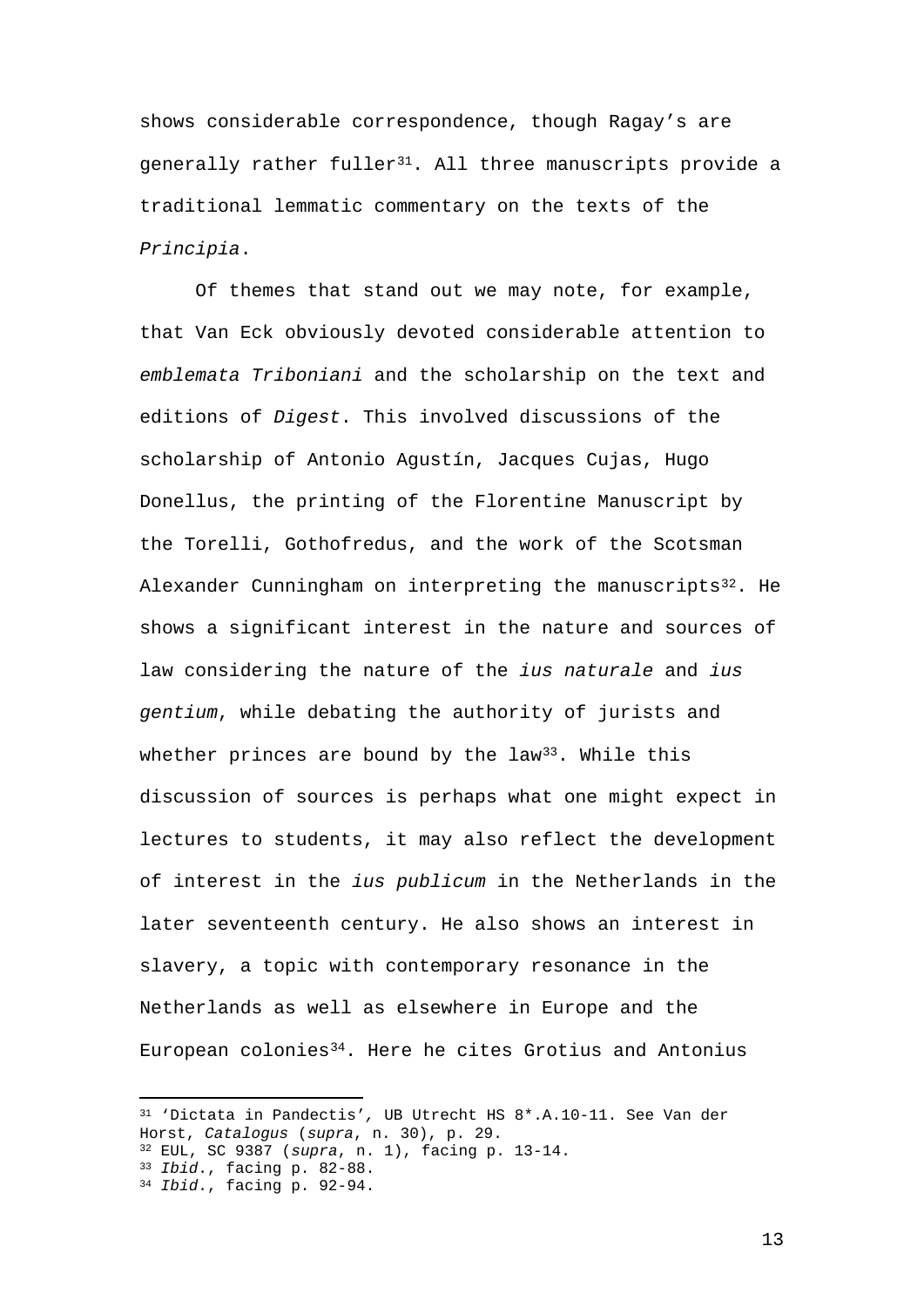shows considerable correspondence, though Ragay's are generally rather fuller[31]. All three manuscripts provide a traditional lemmatic commentary on the texts of the *Principia*.

Of themes that stand out we may note, for example, that Van Eck obviously devoted considerable attention to *emblemata Triboniani* and the scholarship on the text and editions of *Digest*. This involved discussions of the scholarship of Antonio Agustín, Jacques Cujas, Hugo Donellus, the printing of the Florentine Manuscript by the Torelli, Gothofredus, and the work of the Scotsman Alexander Cunningham on interpreting the manuscripts[32]. He shows a significant interest in the nature and sources of law considering the nature of the *ius naturale* and *ius gentium*, while debating the authority of jurists and whether princes are bound by the law[33]. While this discussion of sources is perhaps what one might expect in lectures to students, it may also reflect the development of interest in the *ius publicum* in the Netherlands in the later seventeenth century. He also shows an interest in slavery, a topic with contemporary resonance in the Netherlands as well as elsewhere in Europe and the European colonies[34]. Here he cites Grotius and Antonius

---

[31] 'Dictata in Pandectis', UB Utrecht HS 8*.A.10-11. See Van der Horst, *Catalogus* (*supra*, n. 30), p. 29.

[32] EUL, SC 9387 (*supra*, n. 1), facing p. 13-14.

[33] *Ibid*., facing p. 82-88.

[34] *Ibid*., facing p. 92-94.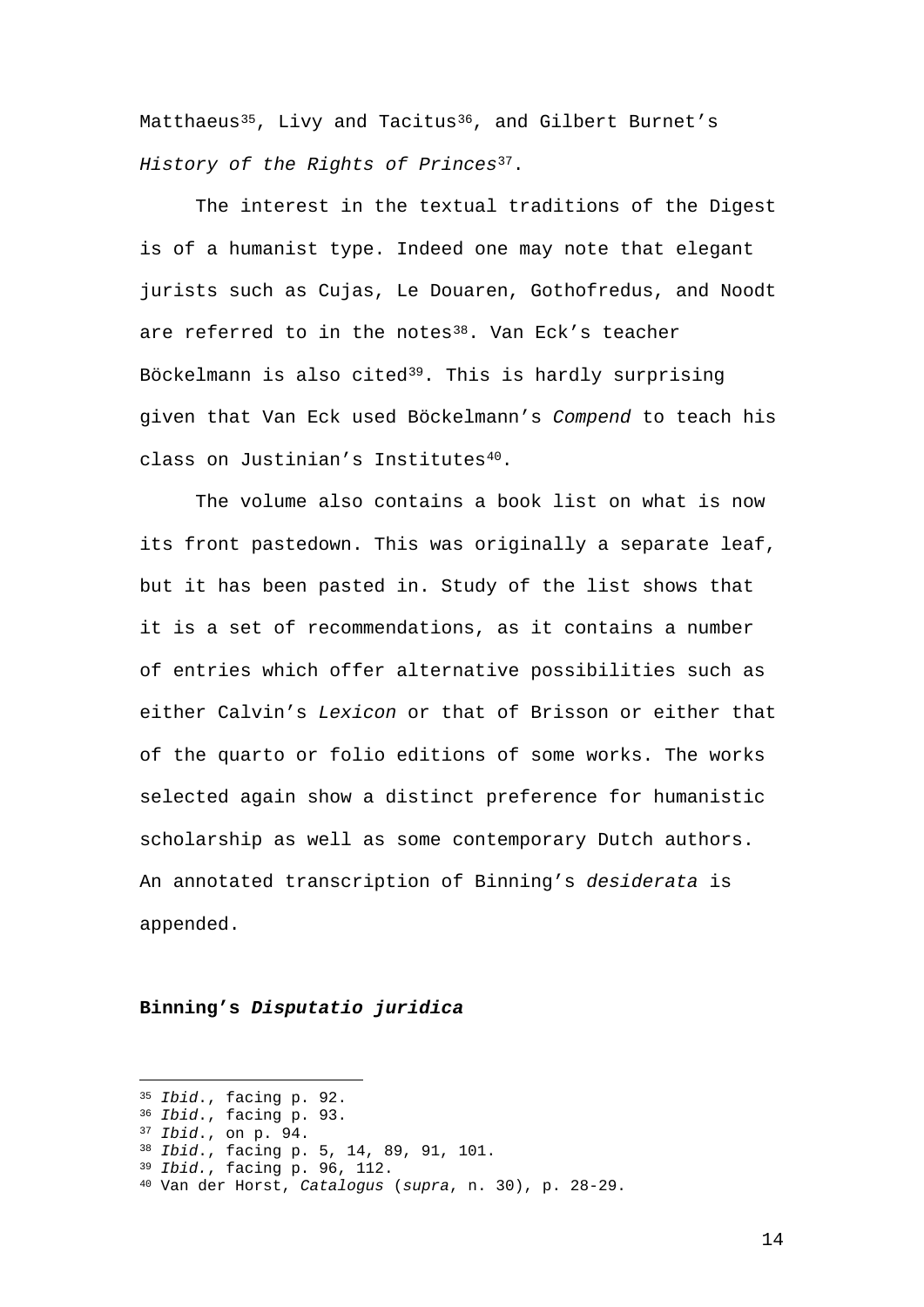Matthaeus[35], Livy and Tacitus[36], and Gilbert Burnet's *History of the Rights of Princes*[37].

The interest in the textual traditions of the Digest is of a humanist type. Indeed one may note that elegant jurists such as Cujas, Le Douaren, Gothofredus, and Noodt are referred to in the notes[38]. Van Eck's teacher Böckelmann is also cited[39]. This is hardly surprising given that Van Eck used Böckelmann's *Compend* to teach his class on Justinian's Institutes[40].

The volume also contains a book list on what is now its front pastedown. This was originally a separate leaf, but it has been pasted in. Study of the list shows that it is a set of recommendations, as it contains a number of entries which offer alternative possibilities such as either Calvin's *Lexicon* or that of Brisson or either that of the quarto or folio editions of some works. The works selected again show a distinct preference for humanistic scholarship as well as some contemporary Dutch authors. An annotated transcription of Binning's *desiderata* is appended.

**Binning's *Disputatio juridica***

---

[35] *Ibid*., facing p. 92.
[36] *Ibid*., facing p. 93.
[37] *Ibid*., on p. 94.
[38] *Ibid*., facing p. 5, 14, 89, 91, 101.
[39] *Ibid.*, facing p. 96, 112.
[40] Van der Horst, *Catalogus* (*supra*, n. 30), p. 28-29.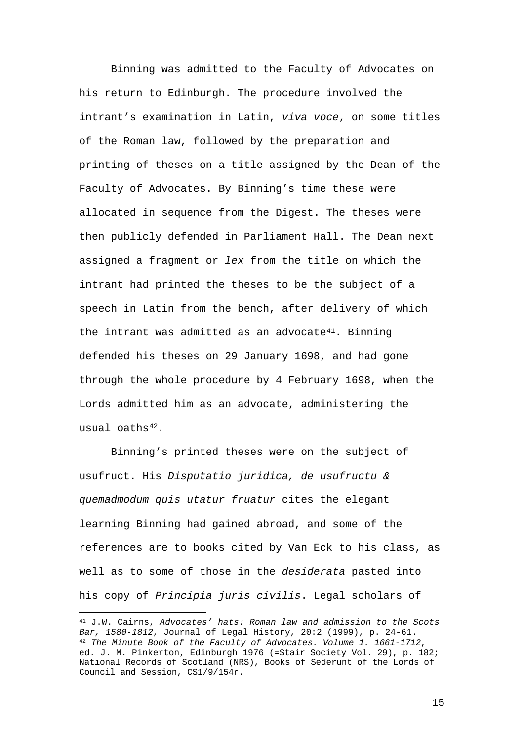Binning was admitted to the Faculty of Advocates on his return to Edinburgh. The procedure involved the intrant's examination in Latin, *viva voce*, on some titles of the Roman law, followed by the preparation and printing of theses on a title assigned by the Dean of the Faculty of Advocates. By Binning's time these were allocated in sequence from the Digest. The theses were then publicly defended in Parliament Hall. The Dean next assigned a fragment or *lex* from the title on which the intrant had printed the theses to be the subject of a speech in Latin from the bench, after delivery of which the intrant was admitted as an advocate[41]. Binning defended his theses on 29 January 1698, and had gone through the whole procedure by 4 February 1698, when the Lords admitted him as an advocate, administering the usual oaths[42].

Binning's printed theses were on the subject of usufruct. His *Disputatio juridica, de usufructu & quemadmodum quis utatur fruatur* cites the elegant learning Binning had gained abroad, and some of the references are to books cited by Van Eck to his class, as well as to some of those in the *desiderata* pasted into his copy of *Principia juris civilis*. Legal scholars of

---

[41] J.W. Cairns, *Advocates' hats: Roman law and admission to the Scots Bar, 1580-1812*, Journal of Legal History, 20:2 (1999), p. 24-61.

[42] *The Minute Book of the Faculty of Advocates. Volume 1. 1661-1712*, ed. J. M. Pinkerton, Edinburgh 1976 (=Stair Society Vol. 29), p. 182; National Records of Scotland (NRS), Books of Sederunt of the Lords of Council and Session, CS1/9/154r.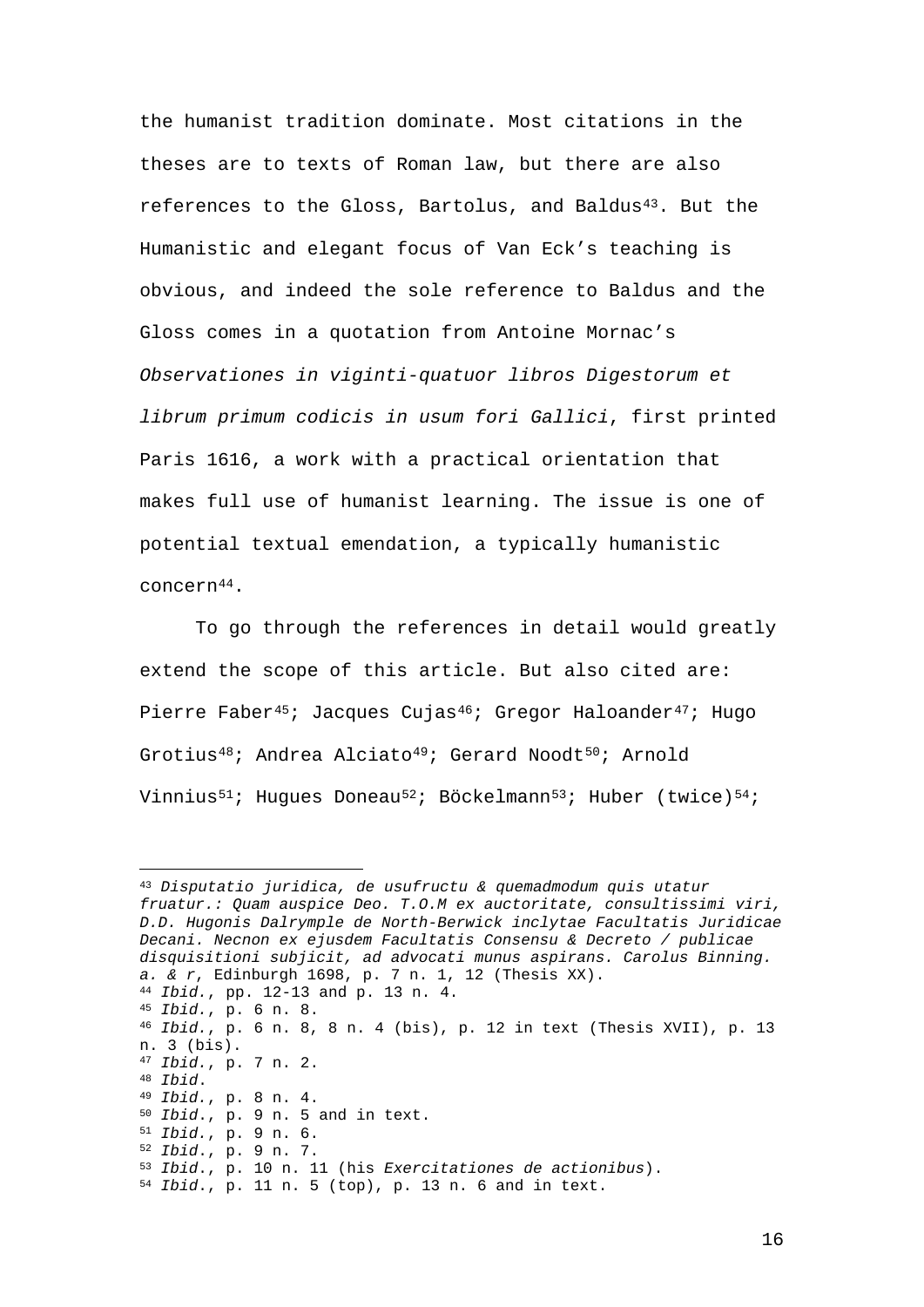the humanist tradition dominate. Most citations in the theses are to texts of Roman law, but there are also references to the Gloss, Bartolus, and Baldus[43]. But the Humanistic and elegant focus of Van Eck's teaching is obvious, and indeed the sole reference to Baldus and the Gloss comes in a quotation from Antoine Mornac's *Observationes in viginti-quatuor libros Digestorum et librum primum codicis in usum fori Gallici*, first printed Paris 1616, a work with a practical orientation that makes full use of humanist learning. The issue is one of potential textual emendation, a typically humanistic concern[44].

To go through the references in detail would greatly extend the scope of this article. But also cited are: Pierre Faber[45]; Jacques Cujas[46]; Gregor Haloander[47]; Hugo Grotius[48]; Andrea Alciato[49]; Gerard Noodt[50]; Arnold Vinnius[51]; Hugues Doneau[52]; Böckelmann[53]; Huber (twice)[54];

---

[43] *Disputatio juridica, de usufructu & quemadmodum quis utatur fruatur.: Quam auspice Deo. T.O.M ex auctoritate, consultissimi viri, D.D. Hugonis Dalrymple de North-Berwick inclytae Facultatis Juridicae Decani. Necnon ex ejusdem Facultatis Consensu & Decreto / publicae disquisitioni subjicit, ad advocati munus aspirans. Carolus Binning. a. & r*, Edinburgh 1698, p. 7 n. 1, 12 (Thesis XX).

[44] *Ibid.*, pp. 12-13 and p. 13 n. 4.

[45] *Ibid.*, p. 6 n. 8.

[46] *Ibid.*, p. 6 n. 8, 8 n. 4 (bis), p. 12 in text (Thesis XVII), p. 13 n. 3 (bis).

[47] *Ibid.*, p. 7 n. 2.

[48] *Ibid.*

[49] *Ibid.*, p. 8 n. 4.

[50] *Ibid.*, p. 9 n. 5 and in text.

[51] *Ibid.*, p. 9 n. 6.

[52] *Ibid.*, p. 9 n. 7.

[53] *Ibid.*, p. 10 n. 11 (his *Exercitationes de actionibus*).

[54] *Ibid.*, p. 11 n. 5 (top), p. 13 n. 6 and in text.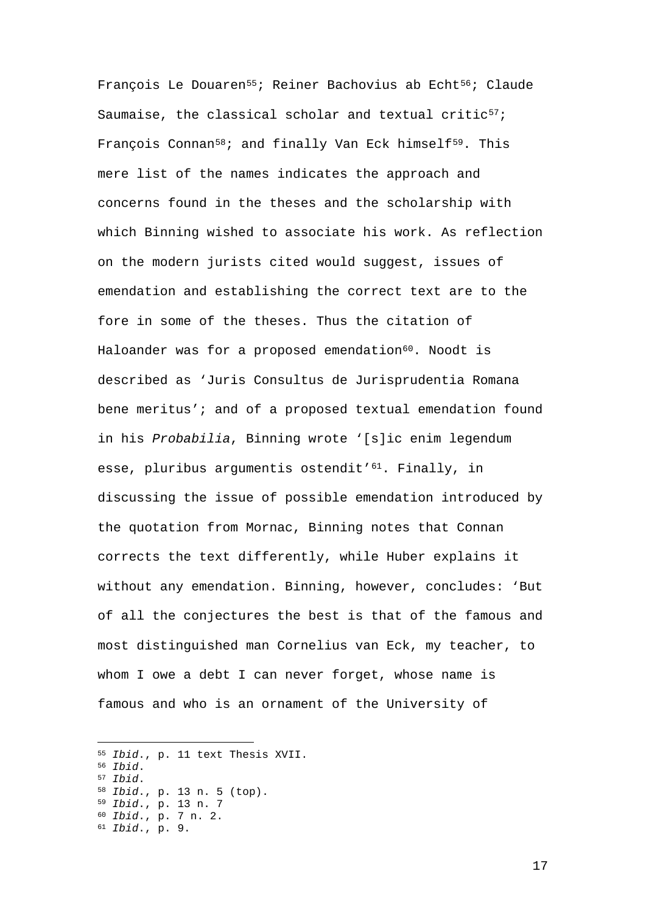François Le Douaren[55]; Reiner Bachovius ab Echt[56]; Claude Saumaise, the classical scholar and textual critic[57]; François Connan[58]; and finally Van Eck himself[59]. This mere list of the names indicates the approach and concerns found in the theses and the scholarship with which Binning wished to associate his work. As reflection on the modern jurists cited would suggest, issues of emendation and establishing the correct text are to the fore in some of the theses. Thus the citation of Haloander was for a proposed emendation[60]. Noodt is described as 'Juris Consultus de Jurisprudentia Romana bene meritus'; and of a proposed textual emendation found in his *Probabilia*, Binning wrote '[s]ic enim legendum esse, pluribus argumentis ostendit'[61]. Finally, in discussing the issue of possible emendation introduced by the quotation from Mornac, Binning notes that Connan corrects the text differently, while Huber explains it without any emendation. Binning, however, concludes: 'But of all the conjectures the best is that of the famous and most distinguished man Cornelius van Eck, my teacher, to whom I owe a debt I can never forget, whose name is famous and who is an ornament of the University of

---

[55] *Ibid*., p. 11 text Thesis XVII.
[56] *Ibid*.
[57] *Ibid*.
[58] *Ibid*., p. 13 n. 5 (top).
[59] *Ibid*., p. 13 n. 7
[60] *Ibid*., p. 7 n. 2.
[61] *Ibid*., p. 9.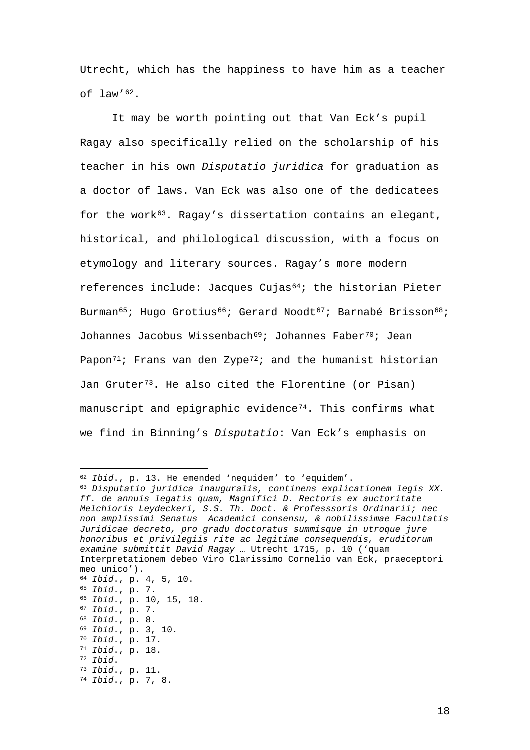Utrecht, which has the happiness to have him as a teacher of law'[62].

It may be worth pointing out that Van Eck's pupil Ragay also specifically relied on the scholarship of his teacher in his own *Disputatio juridica* for graduation as a doctor of laws. Van Eck was also one of the dedicatees for the work[63]. Ragay's dissertation contains an elegant, historical, and philological discussion, with a focus on etymology and literary sources. Ragay's more modern references include: Jacques Cujas[64]; the historian Pieter Burman[65]; Hugo Grotius[66]; Gerard Noodt[67]; Barnabé Brisson[68]; Johannes Jacobus Wissenbach[69]; Johannes Faber[70]; Jean Papon[71]; Frans van den Zype[72]; and the humanist historian Jan Gruter[73]. He also cited the Florentine (or Pisan) manuscript and epigraphic evidence[74]. This confirms what we find in Binning's *Disputatio*: Van Eck's emphasis on

---

[62] *Ibid*., p. 13. He emended 'nequidem' to 'equidem'.

[63] *Disputatio juridica inauguralis, continens explicationem legis XX. ff. de annuis legatis quam, Magnifici D. Rectoris ex auctoritate Melchioris Leydeckeri, S.S. Th. Doct. & Professsoris Ordinarii; nec non amplissimi Senatus Academici consensu, & nobilissimae Facultatis Juridicae decreto, pro gradu doctoratus summisque in utroque jure honoribus et privilegiis rite ac legitime consequendis, eruditorum examine submittit David Ragay* … Utrecht 1715, p. 10 ('quam Interpretationem debeo Viro Clarissimo Cornelio van Eck, praeceptori meo unico').

[64] *Ibid*., p. 4, 5, 10.

[65] *Ibid*., p. 7.

[66] *Ibid*., p. 10, 15, 18.

[67] *Ibid*., p. 7.

[68] *Ibid*., p. 8.

[69] *Ibid*., p. 3, 10.

[70] *Ibid*., p. 17.

[71] *Ibid*., p. 18.

[72] *Ibid*.

[73] *Ibid*., p. 11.

[74] *Ibid*., p. 7, 8.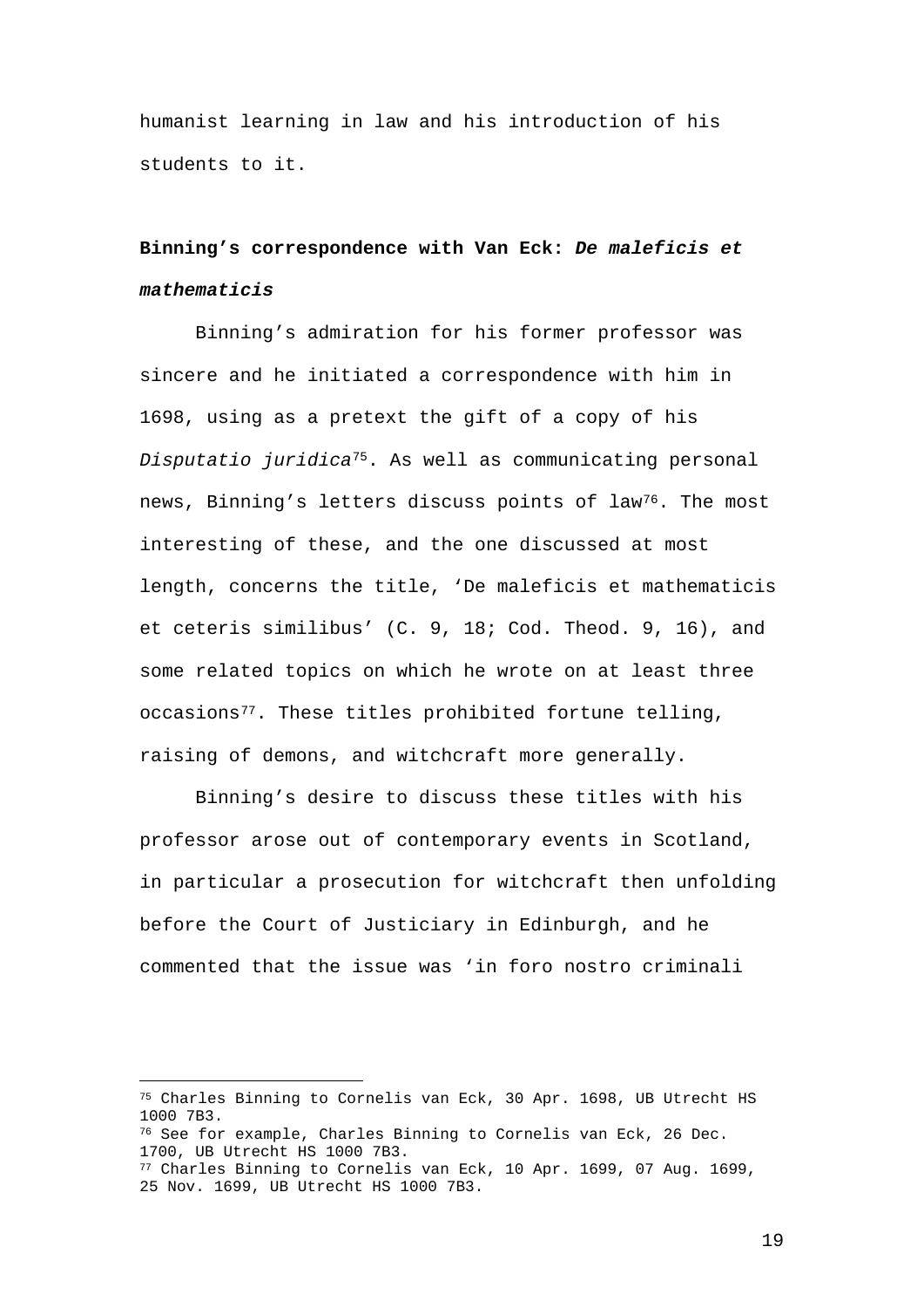humanist learning in law and his introduction of his students to it.

**Binning's correspondence with Van Eck: *De maleficis et mathematicis***

Binning's admiration for his former professor was sincere and he initiated a correspondence with him in 1698, using as a pretext the gift of a copy of his *Disputatio juridica*[75]. As well as communicating personal news, Binning's letters discuss points of law[76]. The most interesting of these, and the one discussed at most length, concerns the title, 'De maleficis et mathematicis et ceteris similibus' (C. 9, 18; Cod. Theod. 9, 16), and some related topics on which he wrote on at least three occasions[77]. These titles prohibited fortune telling, raising of demons, and witchcraft more generally.

Binning's desire to discuss these titles with his professor arose out of contemporary events in Scotland, in particular a prosecution for witchcraft then unfolding before the Court of Justiciary in Edinburgh, and he commented that the issue was 'in foro nostro criminali

---

[75] Charles Binning to Cornelis van Eck, 30 Apr. 1698, UB Utrecht HS 1000 7B3.

[76] See for example, Charles Binning to Cornelis van Eck, 26 Dec. 1700, UB Utrecht HS 1000 7B3.

[77] Charles Binning to Cornelis van Eck, 10 Apr. 1699, 07 Aug. 1699, 25 Nov. 1699, UB Utrecht HS 1000 7B3.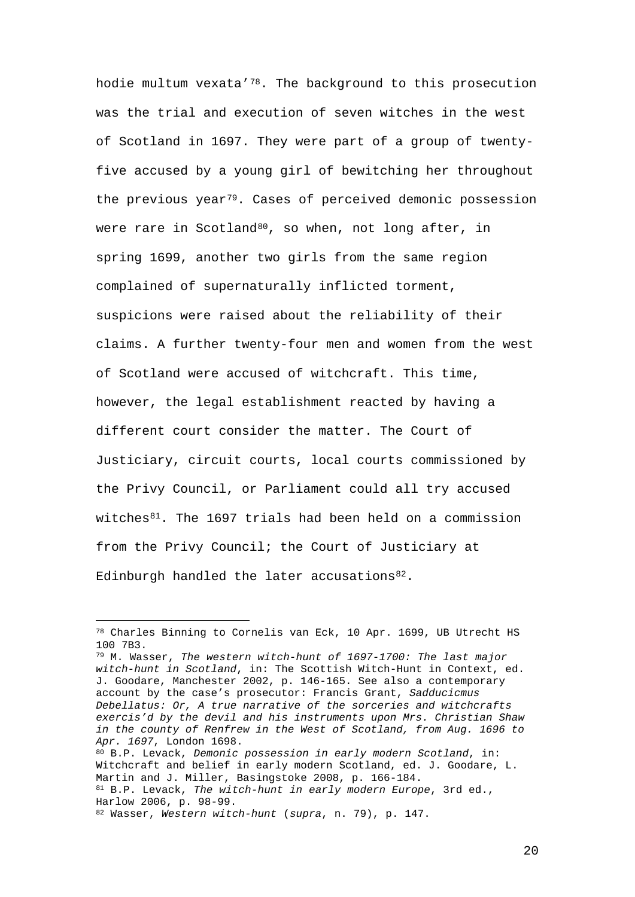hodie multum vexata'[78]. The background to this prosecution was the trial and execution of seven witches in the west of Scotland in 1697. They were part of a group of twenty-five accused by a young girl of bewitching her throughout the previous year[79]. Cases of perceived demonic possession were rare in Scotland[80], so when, not long after, in spring 1699, another two girls from the same region complained of supernaturally inflicted torment, suspicions were raised about the reliability of their claims. A further twenty-four men and women from the west of Scotland were accused of witchcraft. This time, however, the legal establishment reacted by having a different court consider the matter. The Court of Justiciary, circuit courts, local courts commissioned by the Privy Council, or Parliament could all try accused witches[81]. The 1697 trials had been held on a commission from the Privy Council; the Court of Justiciary at Edinburgh handled the later accusations[82].

---

[78] Charles Binning to Cornelis van Eck, 10 Apr. 1699, UB Utrecht HS 100 7B3.

[79] M. Wasser, *The western witch-hunt of 1697-1700: The last major witch-hunt in Scotland*, in: The Scottish Witch-Hunt in Context, ed. J. Goodare, Manchester 2002, p. 146-165. See also a contemporary account by the case's prosecutor: Francis Grant, *Sadducicmus Debellatus: Or, A true narrative of the sorceries and witchcrafts exercis'd by the devil and his instruments upon Mrs. Christian Shaw in the county of Renfrew in the West of Scotland, from Aug. 1696 to Apr. 1697*, London 1698.

[80] B.P. Levack, *Demonic possession in early modern Scotland*, in: Witchcraft and belief in early modern Scotland, ed. J. Goodare, L. Martin and J. Miller, Basingstoke 2008, p. 166-184.

[81] B.P. Levack, *The witch-hunt in early modern Europe*, 3rd ed., Harlow 2006, p. 98-99.

[82] Wasser, *Western witch-hunt* (*supra*, n. 79), p. 147.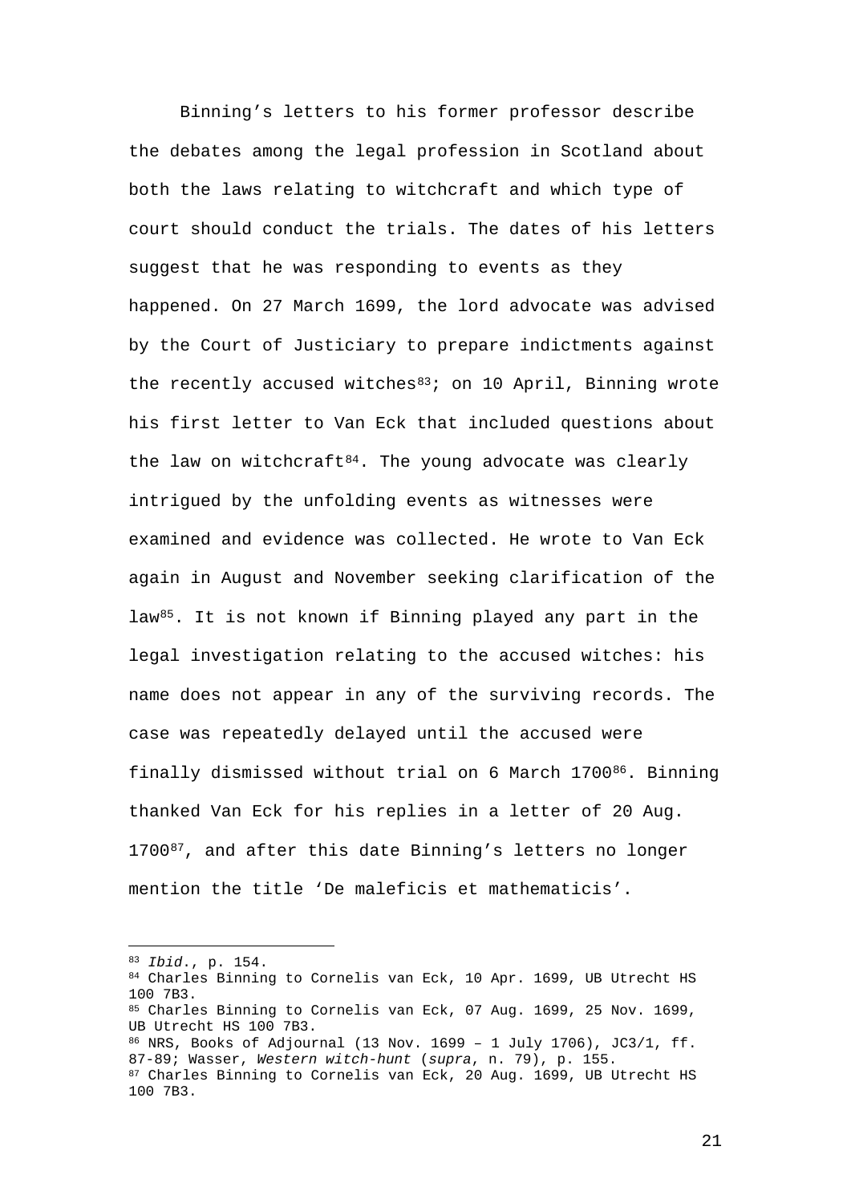Binning's letters to his former professor describe the debates among the legal profession in Scotland about both the laws relating to witchcraft and which type of court should conduct the trials. The dates of his letters suggest that he was responding to events as they happened. On 27 March 1699, the lord advocate was advised by the Court of Justiciary to prepare indictments against the recently accused witches[83]; on 10 April, Binning wrote his first letter to Van Eck that included questions about the law on witchcraft[84]. The young advocate was clearly intrigued by the unfolding events as witnesses were examined and evidence was collected. He wrote to Van Eck again in August and November seeking clarification of the law[85]. It is not known if Binning played any part in the legal investigation relating to the accused witches: his name does not appear in any of the surviving records. The case was repeatedly delayed until the accused were finally dismissed without trial on 6 March 1700[86]. Binning thanked Van Eck for his replies in a letter of 20 Aug. 1700[87], and after this date Binning's letters no longer mention the title 'De maleficis et mathematicis'.

---

[83] *Ibid.*, p. 154.

[84] Charles Binning to Cornelis van Eck, 10 Apr. 1699, UB Utrecht HS 100 7B3.

[85] Charles Binning to Cornelis van Eck, 07 Aug. 1699, 25 Nov. 1699, UB Utrecht HS 100 7B3.

[86] NRS, Books of Adjournal (13 Nov. 1699 – 1 July 1706), JC3/1, ff. 87-89; Wasser, *Western witch-hunt* (*supra*, n. 79), p. 155.

[87] Charles Binning to Cornelis van Eck, 20 Aug. 1699, UB Utrecht HS 100 7B3.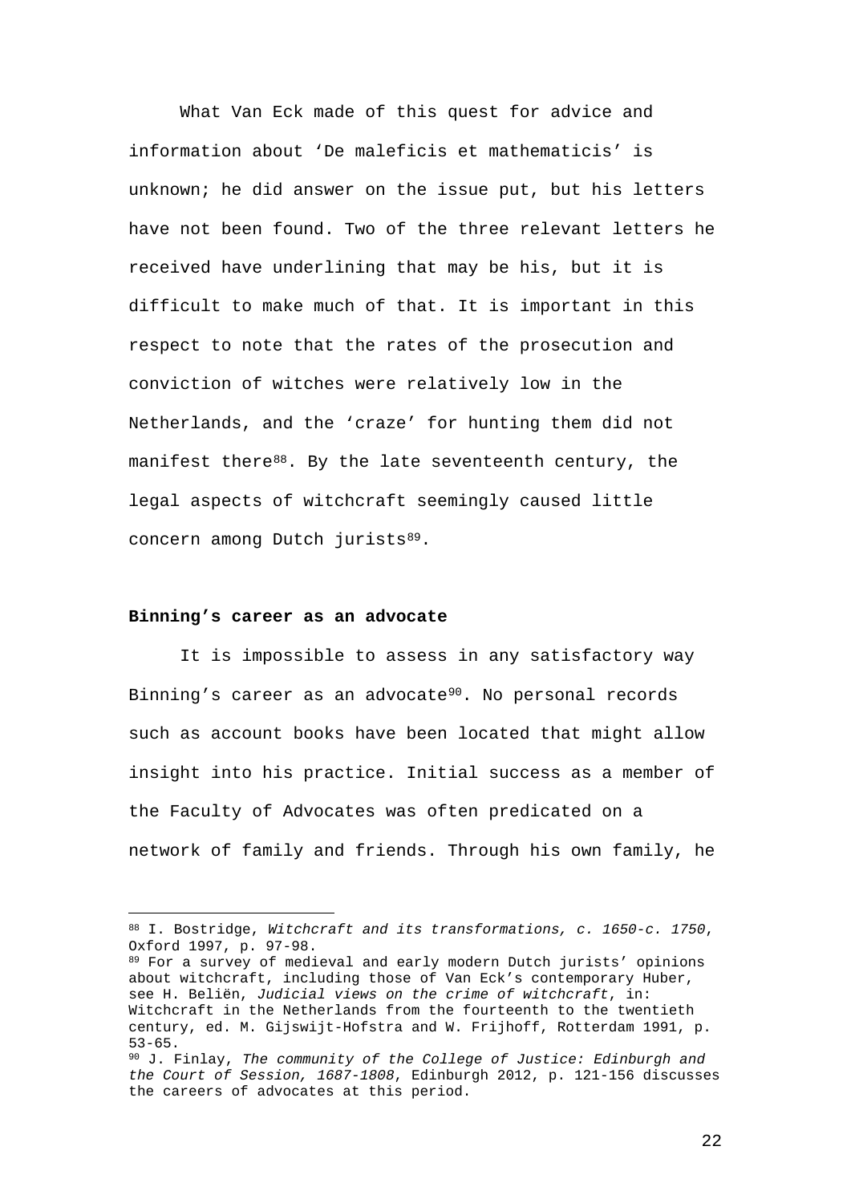What Van Eck made of this quest for advice and information about 'De maleficis et mathematicis' is unknown; he did answer on the issue put, but his letters have not been found. Two of the three relevant letters he received have underlining that may be his, but it is difficult to make much of that. It is important in this respect to note that the rates of the prosecution and conviction of witches were relatively low in the Netherlands, and the 'craze' for hunting them did not manifest there[88]. By the late seventeenth century, the legal aspects of witchcraft seemingly caused little concern among Dutch jurists[89].

**Binning's career as an advocate**

It is impossible to assess in any satisfactory way Binning's career as an advocate[90]. No personal records such as account books have been located that might allow insight into his practice. Initial success as a member of the Faculty of Advocates was often predicated on a network of family and friends. Through his own family, he

---

[88] I. Bostridge, *Witchcraft and its transformations, c. 1650-c. 1750*, Oxford 1997, p. 97-98.

[89] For a survey of medieval and early modern Dutch jurists' opinions about witchcraft, including those of Van Eck's contemporary Huber, see H. Beliën, *Judicial views on the crime of witchcraft*, in: Witchcraft in the Netherlands from the fourteenth to the twentieth century, ed. M. Gijswijt-Hofstra and W. Frijhoff, Rotterdam 1991, p. 53-65.

[90] J. Finlay, *The community of the College of Justice: Edinburgh and the Court of Session, 1687-1808*, Edinburgh 2012, p. 121-156 discusses the careers of advocates at this period.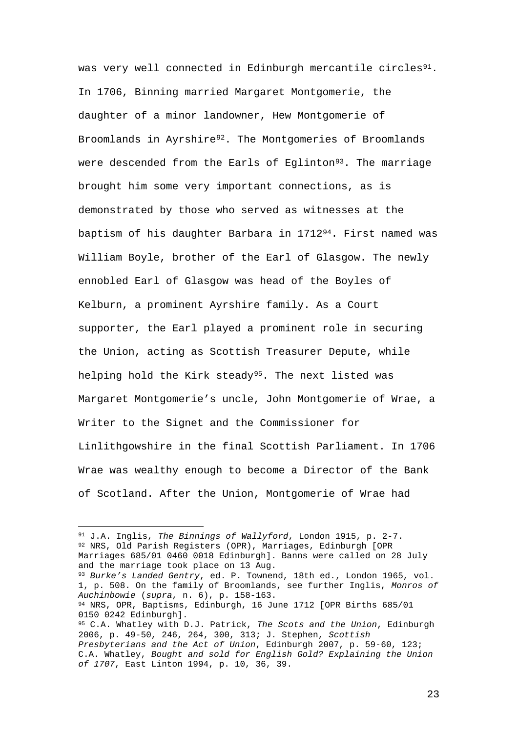was very well connected in Edinburgh mercantile circles[91]. In 1706, Binning married Margaret Montgomerie, the daughter of a minor landowner, Hew Montgomerie of Broomlands in Ayrshire[92]. The Montgomeries of Broomlands were descended from the Earls of Eglinton[93]. The marriage brought him some very important connections, as is demonstrated by those who served as witnesses at the baptism of his daughter Barbara in 1712[94]. First named was William Boyle, brother of the Earl of Glasgow. The newly ennobled Earl of Glasgow was head of the Boyles of Kelburn, a prominent Ayrshire family. As a Court supporter, the Earl played a prominent role in securing the Union, acting as Scottish Treasurer Depute, while helping hold the Kirk steady[95]. The next listed was Margaret Montgomerie's uncle, John Montgomerie of Wrae, a Writer to the Signet and the Commissioner for Linlithgowshire in the final Scottish Parliament. In 1706 Wrae was wealthy enough to become a Director of the Bank of Scotland. After the Union, Montgomerie of Wrae had

---

[91] J.A. Inglis, *The Binnings of Wallyford*, London 1915, p. 2-7.

[92] NRS, Old Parish Registers (OPR), Marriages, Edinburgh [OPR Marriages 685/01 0460 0018 Edinburgh]. Banns were called on 28 July and the marriage took place on 13 Aug.

[93] *Burke's Landed Gentry*, ed. P. Townend, 18th ed., London 1965, vol. 1, p. 508. On the family of Broomlands, see further Inglis, *Monros of Auchinbowie* (*supra*, n. 6), p. 158-163.

[94] NRS, OPR, Baptisms, Edinburgh, 16 June 1712 [OPR Births 685/01 0150 0242 Edinburgh].

[95] C.A. Whatley with D.J. Patrick, *The Scots and the Union*, Edinburgh 2006, p. 49-50, 246, 264, 300, 313; J. Stephen, *Scottish Presbyterians and the Act of Union*, Edinburgh 2007, p. 59-60, 123; C.A. Whatley, *Bought and sold for English Gold? Explaining the Union of 1707*, East Linton 1994, p. 10, 36, 39.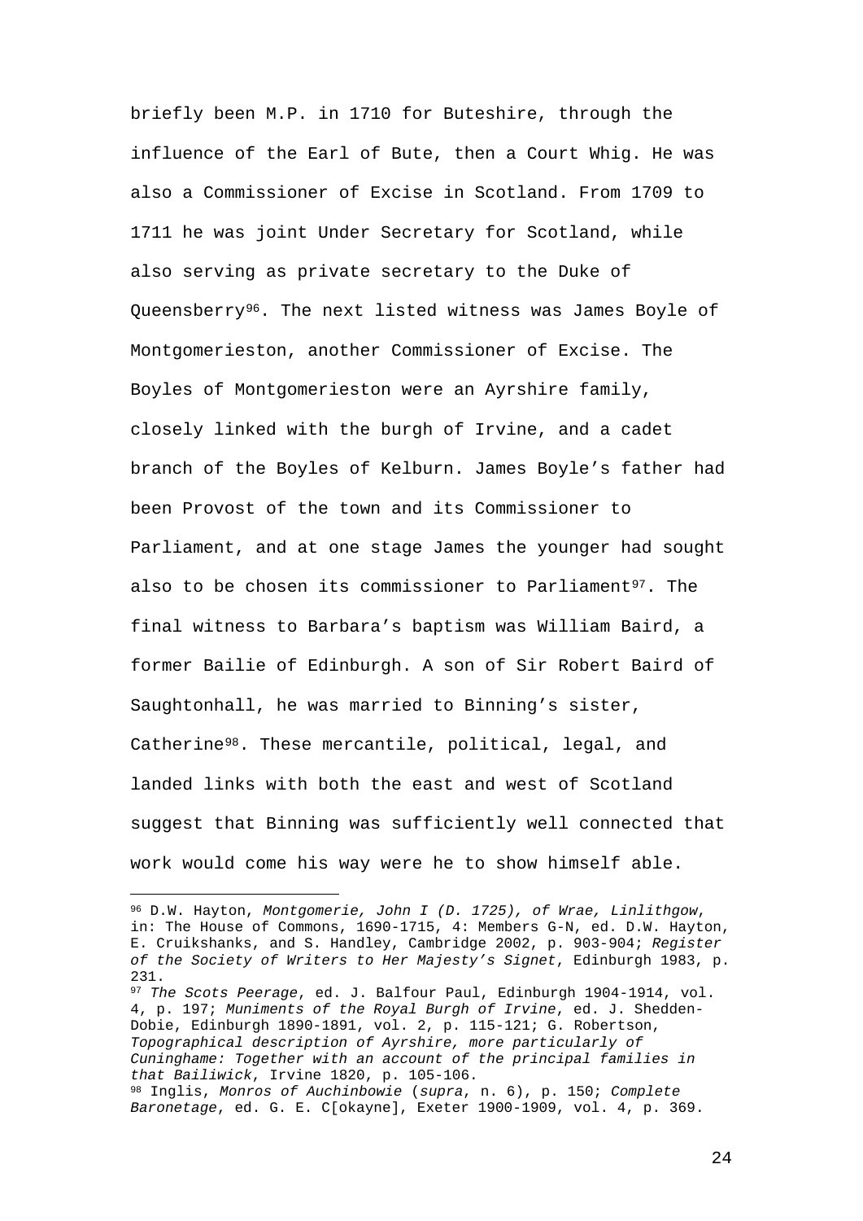briefly been M.P. in 1710 for Buteshire, through the influence of the Earl of Bute, then a Court Whig. He was also a Commissioner of Excise in Scotland. From 1709 to 1711 he was joint Under Secretary for Scotland, while also serving as private secretary to the Duke of Queensberry[96]. The next listed witness was James Boyle of Montgomerieston, another Commissioner of Excise. The Boyles of Montgomerieston were an Ayrshire family, closely linked with the burgh of Irvine, and a cadet branch of the Boyles of Kelburn. James Boyle's father had been Provost of the town and its Commissioner to Parliament, and at one stage James the younger had sought also to be chosen its commissioner to Parliament[97]. The final witness to Barbara's baptism was William Baird, a former Bailie of Edinburgh. A son of Sir Robert Baird of Saughtonhall, he was married to Binning's sister, Catherine[98]. These mercantile, political, legal, and landed links with both the east and west of Scotland suggest that Binning was sufficiently well connected that work would come his way were he to show himself able.

---

[96] D.W. Hayton, *Montgomerie, John I (D. 1725), of Wrae, Linlithgow*, in: The House of Commons, 1690-1715, 4: Members G-N, ed. D.W. Hayton, E. Cruikshanks, and S. Handley, Cambridge 2002, p. 903-904; *Register of the Society of Writers to Her Majesty's Signet*, Edinburgh 1983, p. 231.

[97] *The Scots Peerage*, ed. J. Balfour Paul, Edinburgh 1904-1914, vol. 4, p. 197; *Muniments of the Royal Burgh of Irvine*, ed. J. Shedden-Dobie, Edinburgh 1890-1891, vol. 2, p. 115-121; G. Robertson, *Topographical description of Ayrshire, more particularly of Cuninghame: Together with an account of the principal families in that Bailiwick*, Irvine 1820, p. 105-106.

[98] Inglis, *Monros of Auchinbowie* (*supra*, n. 6), p. 150; *Complete Baronetage*, ed. G. E. C[okayne], Exeter 1900-1909, vol. 4, p. 369.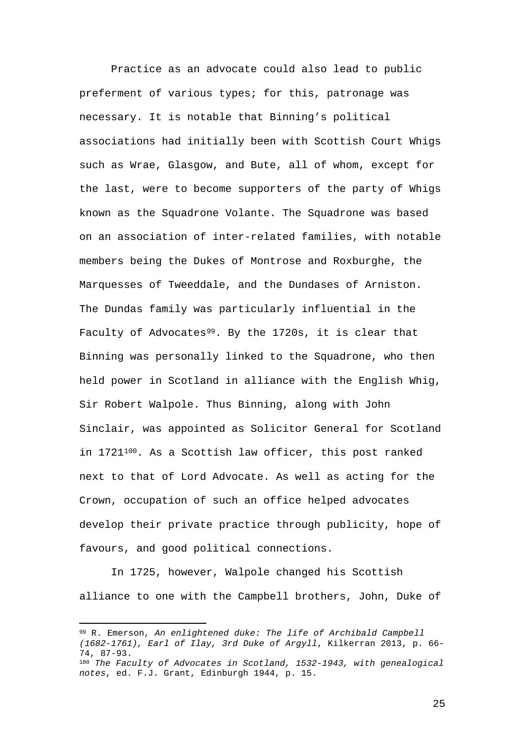Practice as an advocate could also lead to public preferment of various types; for this, patronage was necessary. It is notable that Binning's political associations had initially been with Scottish Court Whigs such as Wrae, Glasgow, and Bute, all of whom, except for the last, were to become supporters of the party of Whigs known as the Squadrone Volante. The Squadrone was based on an association of inter-related families, with notable members being the Dukes of Montrose and Roxburghe, the Marquesses of Tweeddale, and the Dundases of Arniston. The Dundas family was particularly influential in the Faculty of Advocates[99]. By the 1720s, it is clear that Binning was personally linked to the Squadrone, who then held power in Scotland in alliance with the English Whig, Sir Robert Walpole. Thus Binning, along with John Sinclair, was appointed as Solicitor General for Scotland in 1721[100]. As a Scottish law officer, this post ranked next to that of Lord Advocate. As well as acting for the Crown, occupation of such an office helped advocates develop their private practice through publicity, hope of favours, and good political connections.

In 1725, however, Walpole changed his Scottish alliance to one with the Campbell brothers, John, Duke of

---

[99] R. Emerson, *An enlightened duke: The life of Archibald Campbell (1682-1761), Earl of Ilay, 3rd Duke of Argyll*, Kilkerran 2013, p. 66-74, 87-93.

[100] *The Faculty of Advocates in Scotland, 1532-1943, with genealogical notes*, ed. F.J. Grant, Edinburgh 1944, p. 15.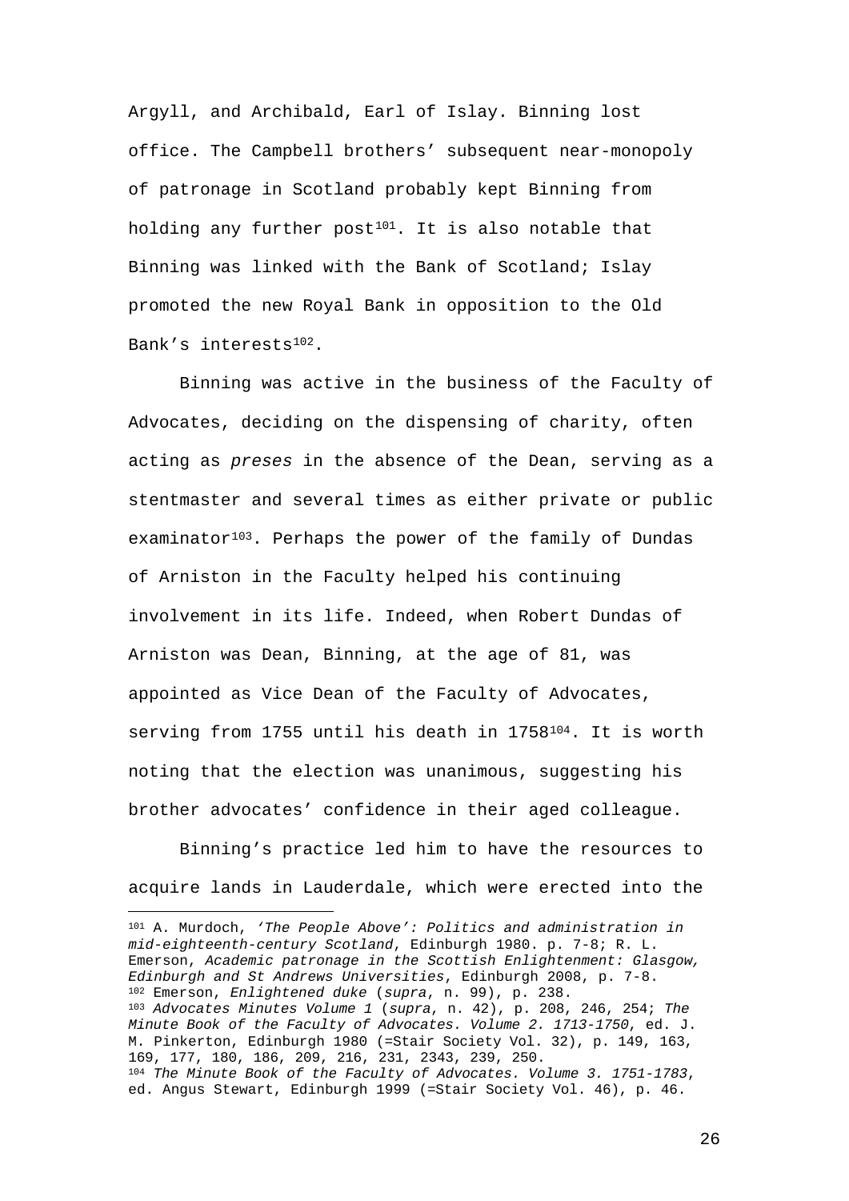Argyll, and Archibald, Earl of Islay. Binning lost office. The Campbell brothers' subsequent near-monopoly of patronage in Scotland probably kept Binning from holding any further post[101]. It is also notable that Binning was linked with the Bank of Scotland; Islay promoted the new Royal Bank in opposition to the Old Bank's interests[102].

Binning was active in the business of the Faculty of Advocates, deciding on the dispensing of charity, often acting as *preses* in the absence of the Dean, serving as a stentmaster and several times as either private or public examinator[103]. Perhaps the power of the family of Dundas of Arniston in the Faculty helped his continuing involvement in its life. Indeed, when Robert Dundas of Arniston was Dean, Binning, at the age of 81, was appointed as Vice Dean of the Faculty of Advocates, serving from 1755 until his death in 1758[104]. It is worth noting that the election was unanimous, suggesting his brother advocates' confidence in their aged colleague.

Binning's practice led him to have the resources to acquire lands in Lauderdale, which were erected into the

---

[101] A. Murdoch, *'The People Above': Politics and administration in mid-eighteenth-century Scotland*, Edinburgh 1980. p. 7-8; R. L. Emerson, *Academic patronage in the Scottish Enlightenment: Glasgow, Edinburgh and St Andrews Universities*, Edinburgh 2008, p. 7-8.

[102] Emerson, *Enlightened duke* (*supra*, n. 99), p. 238.

[103] *Advocates Minutes Volume 1* (*supra*, n. 42), p. 208, 246, 254; *The Minute Book of the Faculty of Advocates. Volume 2. 1713-1750*, ed. J. M. Pinkerton, Edinburgh 1980 (=Stair Society Vol. 32), p. 149, 163, 169, 177, 180, 186, 209, 216, 231, 2343, 239, 250.

[104] *The Minute Book of the Faculty of Advocates. Volume 3. 1751-1783*, ed. Angus Stewart, Edinburgh 1999 (=Stair Society Vol. 46), p. 46.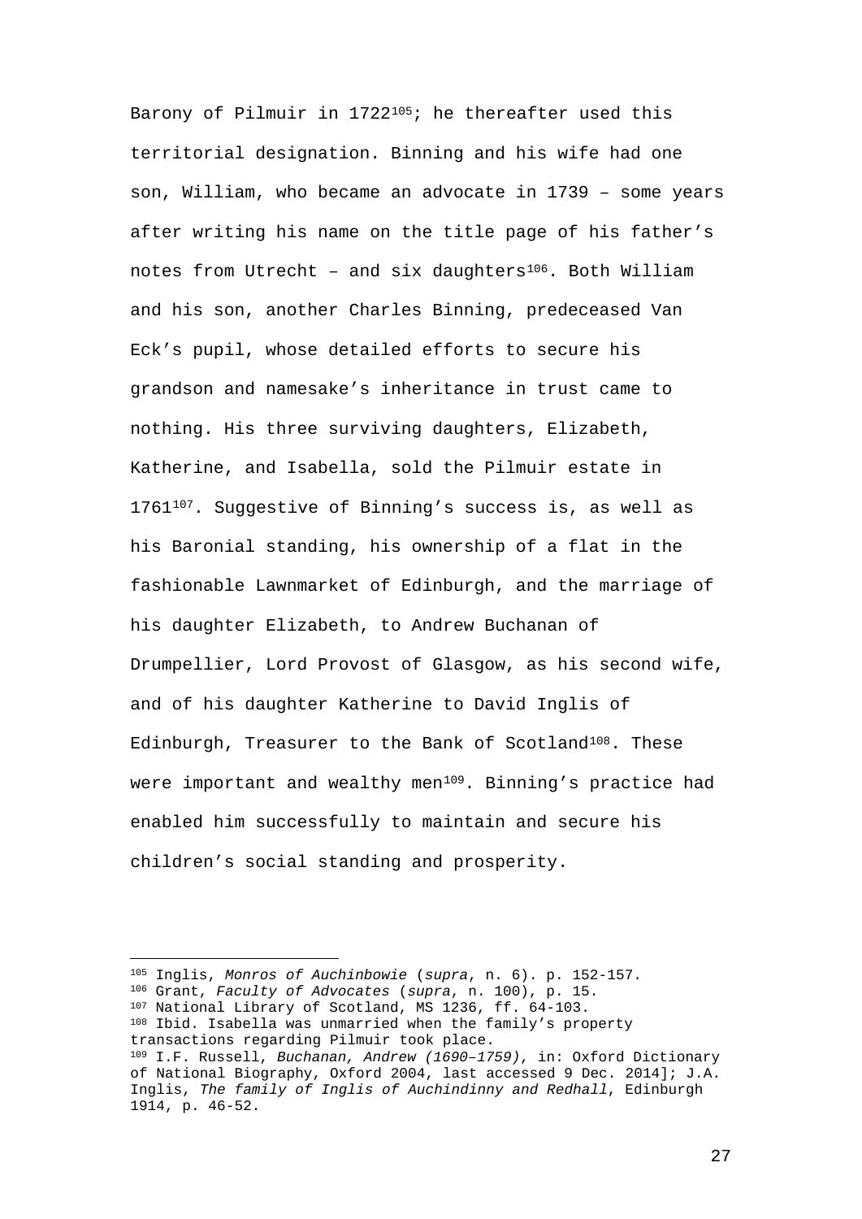Barony of Pilmuir in 1722[105]; he thereafter used this territorial designation. Binning and his wife had one son, William, who became an advocate in 1739 – some years after writing his name on the title page of his father's notes from Utrecht – and six daughters[106]. Both William and his son, another Charles Binning, predeceased Van Eck's pupil, whose detailed efforts to secure his grandson and namesake's inheritance in trust came to nothing. His three surviving daughters, Elizabeth, Katherine, and Isabella, sold the Pilmuir estate in 1761[107]. Suggestive of Binning's success is, as well as his Baronial standing, his ownership of a flat in the fashionable Lawnmarket of Edinburgh, and the marriage of his daughter Elizabeth, to Andrew Buchanan of Drumpellier, Lord Provost of Glasgow, as his second wife, and of his daughter Katherine to David Inglis of Edinburgh, Treasurer to the Bank of Scotland[108]. These were important and wealthy men[109]. Binning's practice had enabled him successfully to maintain and secure his children's social standing and prosperity.

---

[105] Inglis, *Monros of Auchinbowie* (*supra*, n. 6). p. 152-157.

[106] Grant, *Faculty of Advocates* (*supra*, n. 100), p. 15.

[107] National Library of Scotland, MS 1236, ff. 64-103.

[108] Ibid. Isabella was unmarried when the family's property transactions regarding Pilmuir took place.

[109] I.F. Russell, *Buchanan, Andrew (1690–1759)*, in: Oxford Dictionary of National Biography, Oxford 2004, last accessed 9 Dec. 2014]; J.A. Inglis, *The family of Inglis of Auchindinny and Redhall*, Edinburgh 1914, p. 46-52.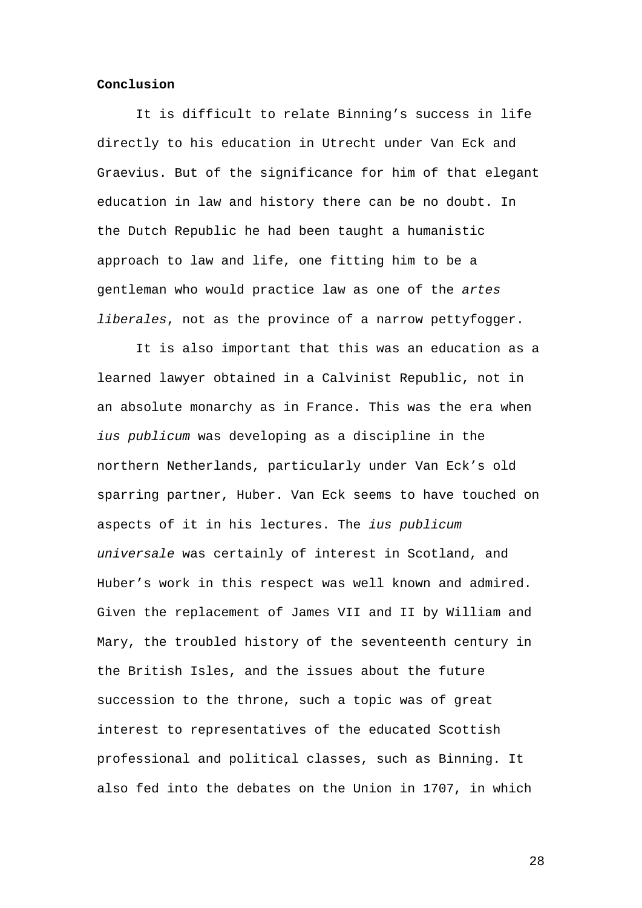**Conclusion**

It is difficult to relate Binning's success in life directly to his education in Utrecht under Van Eck and Graevius. But of the significance for him of that elegant education in law and history there can be no doubt. In the Dutch Republic he had been taught a humanistic approach to law and life, one fitting him to be a gentleman who would practice law as one of the *artes liberales*, not as the province of a narrow pettyfogger.

It is also important that this was an education as a learned lawyer obtained in a Calvinist Republic, not in an absolute monarchy as in France. This was the era when *ius publicum* was developing as a discipline in the northern Netherlands, particularly under Van Eck's old sparring partner, Huber. Van Eck seems to have touched on aspects of it in his lectures. The *ius publicum universale* was certainly of interest in Scotland, and Huber's work in this respect was well known and admired. Given the replacement of James VII and II by William and Mary, the troubled history of the seventeenth century in the British Isles, and the issues about the future succession to the throne, such a topic was of great interest to representatives of the educated Scottish professional and political classes, such as Binning. It also fed into the debates on the Union in 1707, in which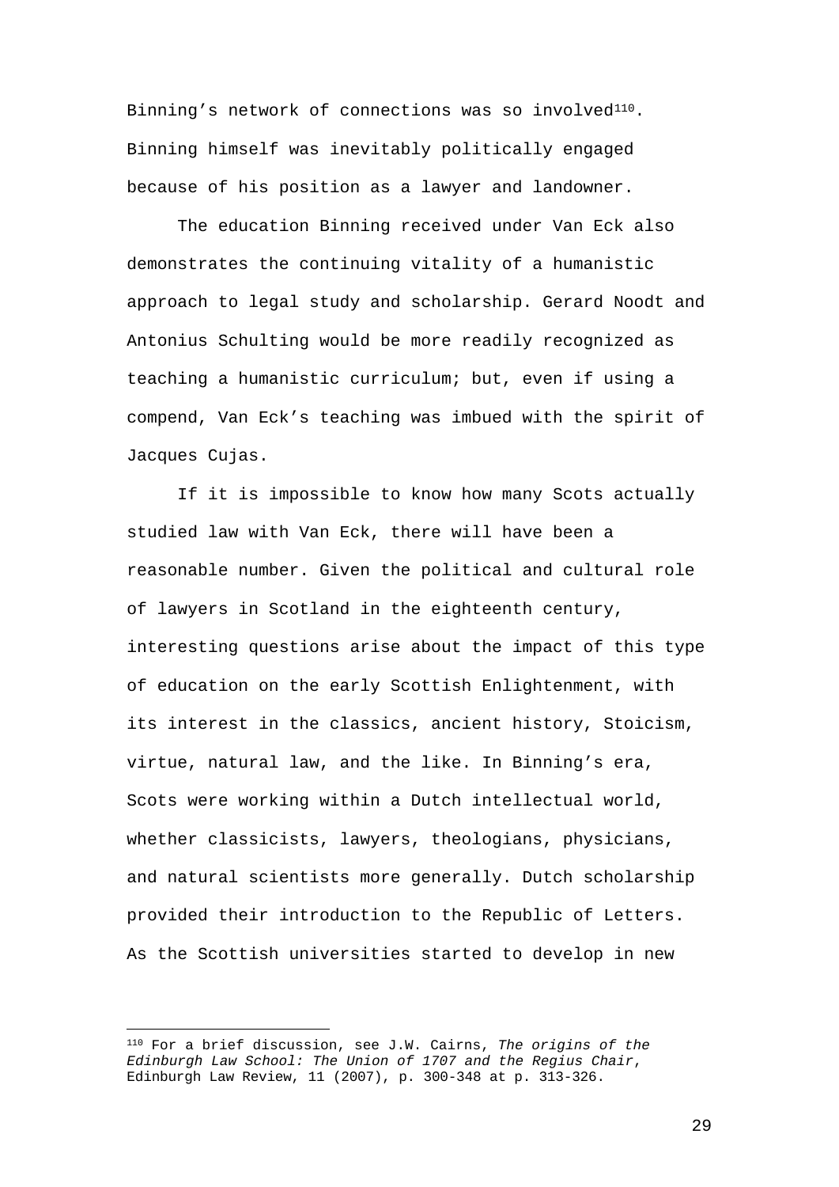Binning's network of connections was so involved[110]. Binning himself was inevitably politically engaged because of his position as a lawyer and landowner.

The education Binning received under Van Eck also demonstrates the continuing vitality of a humanistic approach to legal study and scholarship. Gerard Noodt and Antonius Schulting would be more readily recognized as teaching a humanistic curriculum; but, even if using a compend, Van Eck's teaching was imbued with the spirit of Jacques Cujas.

If it is impossible to know how many Scots actually studied law with Van Eck, there will have been a reasonable number. Given the political and cultural role of lawyers in Scotland in the eighteenth century, interesting questions arise about the impact of this type of education on the early Scottish Enlightenment, with its interest in the classics, ancient history, Stoicism, virtue, natural law, and the like. In Binning's era, Scots were working within a Dutch intellectual world, whether classicists, lawyers, theologians, physicians, and natural scientists more generally. Dutch scholarship provided their introduction to the Republic of Letters. As the Scottish universities started to develop in new

---

[110] For a brief discussion, see J.W. Cairns, *The origins of the Edinburgh Law School: The Union of 1707 and the Regius Chair*, Edinburgh Law Review, 11 (2007), p. 300-348 at p. 313-326.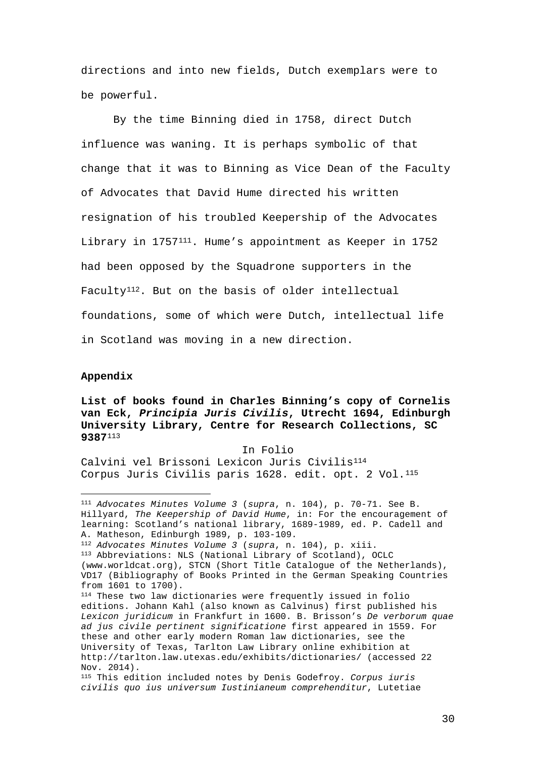directions and into new fields, Dutch exemplars were to be powerful.

By the time Binning died in 1758, direct Dutch influence was waning. It is perhaps symbolic of that change that it was to Binning as Vice Dean of the Faculty of Advocates that David Hume directed his written resignation of his troubled Keepership of the Advocates Library in 1757[111]. Hume's appointment as Keeper in 1752 had been opposed by the Squadrone supporters in the Faculty[112]. But on the basis of older intellectual foundations, some of which were Dutch, intellectual life in Scotland was moving in a new direction.

**Appendix**

**List of books found in Charles Binning's copy of Cornelis van Eck, *Principia Juris Civilis*, Utrecht 1694, Edinburgh University Library, Centre for Research Collections, SC 9387**[113]

In Folio

Calvini vel Brissoni Lexicon Juris Civilis[114]
Corpus Juris Civilis paris 1628. edit. opt. 2 Vol.[115]

---

[111] *Advocates Minutes Volume 3* (*supra*, n. 104), p. 70-71. See B. Hillyard, *The Keepership of David Hume*, in: For the encouragement of learning: Scotland's national library, 1689-1989, ed. P. Cadell and A. Matheson, Edinburgh 1989, p. 103-109.

[112] *Advocates Minutes Volume 3* (*supra*, n. 104), p. xiii.

[113] Abbreviations: NLS (National Library of Scotland), OCLC (www.worldcat.org), STCN (Short Title Catalogue of the Netherlands), VD17 (Bibliography of Books Printed in the German Speaking Countries from 1601 to 1700).

[114] These two law dictionaries were frequently issued in folio editions. Johann Kahl (also known as Calvinus) first published his *Lexicon juridicum* in Frankfurt in 1600. B. Brisson's *De verborum quae ad jus civile pertinent significatione* first appeared in 1559. For these and other early modern Roman law dictionaries, see the University of Texas, Tarlton Law Library online exhibition at http://tarlton.law.utexas.edu/exhibits/dictionaries/ (accessed 22 Nov. 2014).

[115] This edition included notes by Denis Godefroy. *Corpus iuris civilis quo ius universum Iustinianeum comprehenditur*, Lutetiae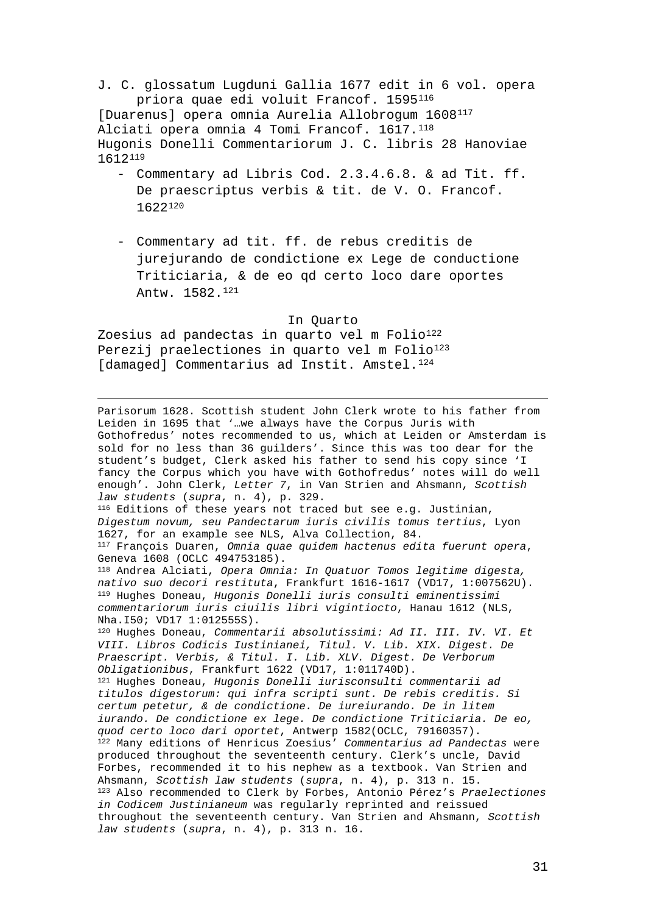J. C. glossatum Lugduni Gallia 1677 edit in 6 vol. opera priora quae edi voluit Francof. 1595[116]

[Duarenus] opera omnia Aurelia Allobrogum 1608[117]

Alciati opera omnia 4 Tomi Francof. 1617.[118]

Hugonis Donelli Commentariorum J. C. libris 28 Hanoviae 1612[119]

- Commentary ad Libris Cod. 2.3.4.6.8. & ad Tit. ff. De praescriptus verbis & tit. de V. O. Francof. 1622[120]

- Commentary ad tit. ff. de rebus creditis de jurejurando de condictione ex Lege de conductione Triticiaria, & de eo qd certo loco dare oportes Antw. 1582.[121]

In Quarto

Zoesius ad pandectas in quarto vel m Folio[122]

Perezij praelectiones in quarto vel m Folio[123]

[damaged] Commentarius ad Instit. Amstel.[124]

---

Parisorum 1628. Scottish student John Clerk wrote to his father from Leiden in 1695 that '…we always have the Corpus Juris with Gothofredus' notes recommended to us, which at Leiden or Amsterdam is sold for no less than 36 guilders'. Since this was too dear for the student's budget, Clerk asked his father to send his copy since 'I fancy the Corpus which you have with Gothofredus' notes will do well enough'. John Clerk, *Letter 7*, in Van Strien and Ahsmann, *Scottish law students* (*supra*, n. 4), p. 329.

[116] Editions of these years not traced but see e.g. Justinian, *Digestum novum, seu Pandectarum iuris civilis tomus tertius*, Lyon 1627, for an example see NLS, Alva Collection, 84.

[117] François Duaren, *Omnia quae quidem hactenus edita fuerunt opera*, Geneva 1608 (OCLC 494753185).

[118] Andrea Alciati, *Opera Omnia: In Quatuor Tomos legitime digesta, nativo suo decori restituta*, Frankfurt 1616-1617 (VD17, 1:007562U).

[119] Hughes Doneau, *Hugonis Donelli iuris consulti eminentissimi commentariorum iuris ciuilis libri vigintiocto*, Hanau 1612 (NLS, Nha.I50; VD17 1:012555S).

[120] Hughes Doneau, *Commentarii absolutissimi: Ad II. III. IV. VI. Et VIII. Libros Codicis Iustinianei, Titul. V. Lib. XIX. Digest. De Praescript. Verbis, & Titul. I. Lib. XLV. Digest. De Verborum Obligationibus*, Frankfurt 1622 (VD17, 1:011740D).

[121] Hughes Doneau, *Hugonis Donelli iurisconsulti commentarii ad titulos digestorum: qui infra scripti sunt. De rebis creditis. Si certum petetur, & de condictione. De iureiurando. De in litem iurando. De condictione ex lege. De condictione Triticiaria. De eo, quod certo loco dari oportet*, Antwerp 1582(OCLC, 79160357).

[122] Many editions of Henricus Zoesius' *Commentarius ad Pandectas* were produced throughout the seventeenth century. Clerk's uncle, David Forbes, recommended it to his nephew as a textbook. Van Strien and Ahsmann, *Scottish law students* (*supra*, n. 4), p. 313 n. 15.

[123] Also recommended to Clerk by Forbes, Antonio Pérez's *Praelectiones in Codicem Justinianeum* was regularly reprinted and reissued throughout the seventeenth century. Van Strien and Ahsmann, *Scottish law students* (*supra*, n. 4), p. 313 n. 16.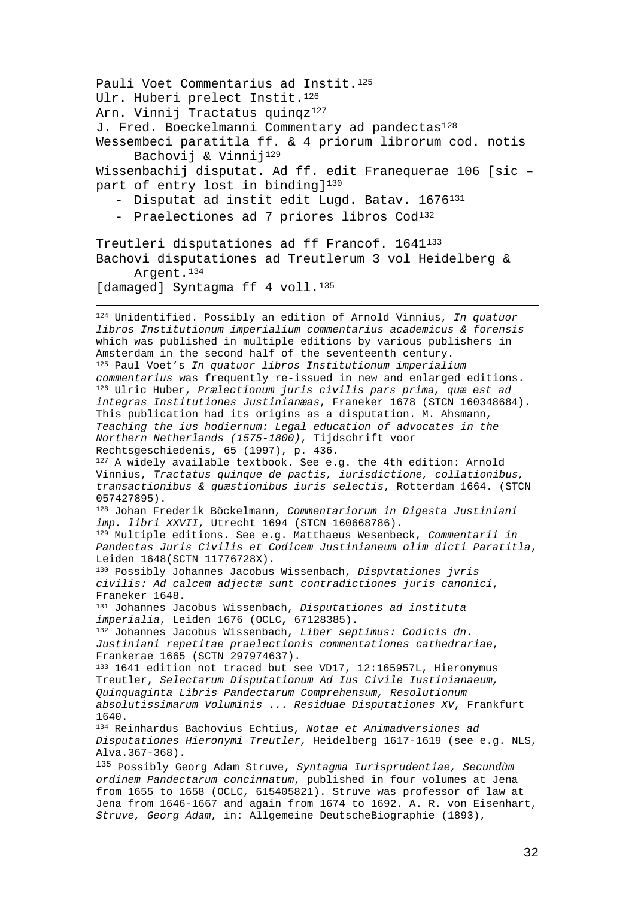Pauli Voet Commentarius ad Instit.[125]
Ulr. Huberi prelect Instit.[126]
Arn. Vinnij Tractatus quinqz[127]
J. Fred. Boeckelmanni Commentary ad pandectas[128]
Wessembeci paratitla ff. & 4 priorum librorum cod. notis Bachovij & Vinnij[129]
Wissenbachij disputat. Ad ff. edit Franequerae 106 [sic – part of entry lost in binding][130]

- Disputat ad instit edit Lugd. Batav. 1676[131]
- Praelectiones ad 7 priores libros Cod[132]

Treutleri disputationes ad ff Francof. 1641[133]
Bachovi disputationes ad Treutlerum 3 vol Heidelberg & Argent.[134]
[damaged] Syntagma ff 4 voll.[135]

---

[124] Unidentified. Possibly an edition of Arnold Vinnius, *In quatuor libros Institutionum imperialium commentarius academicus & forensis* which was published in multiple editions by various publishers in Amsterdam in the second half of the seventeenth century.
[125] Paul Voet's *In quatuor libros Institutionum imperialium commentarius* was frequently re-issued in new and enlarged editions.
[126] Ulric Huber, *Prælectionum juris civilis pars prima, quæ est ad integras Institutiones Justinianæas*, Franeker 1678 (STCN 160348684). This publication had its origins as a disputation. M. Ahsmann, *Teaching the ius hodiernum: Legal education of advocates in the Northern Netherlands (1575-1800)*, Tijdschrift voor Rechtsgeschiedenis, 65 (1997), p. 436.
[127] A widely available textbook. See e.g. the 4th edition: Arnold Vinnius, *Tractatus quinque de pactis, iurisdictione, collationibus, transactionibus & quæstionibus iuris selectis*, Rotterdam 1664. (STCN 057427895).
[128] Johan Frederik Böckelmann, *Commentariorum in Digesta Justiniani imp. libri XXVII*, Utrecht 1694 (STCN 160668786).
[129] Multiple editions. See e.g. Matthaeus Wesenbeck, *Commentarii in Pandectas Juris Civilis et Codicem Justinianeum olim dicti Paratitla*, Leiden 1648(SCTN 11776728X).
[130] Possibly Johannes Jacobus Wissenbach, *Dispvtationes jvris civilis: Ad calcem adjectæ sunt contradictiones juris canonici*, Franeker 1648.
[131] Johannes Jacobus Wissenbach, *Disputationes ad instituta imperialia*, Leiden 1676 (OCLC, 67128385).
[132] Johannes Jacobus Wissenbach, *Liber septimus: Codicis dn. Justiniani repetitae praelectionis commentationes cathedrariae*, Frankerae 1665 (SCTN 297974637).
[133] 1641 edition not traced but see VD17, 12:165957L, Hieronymus Treutler, *Selectarum Disputationum Ad Ius Civile Iustinianaeum, Quinquaginta Libris Pandectarum Comprehensum, Resolutionum absolutissimarum Voluminis ... Residuae Disputationes XV*, Frankfurt 1640.
[134] Reinhardus Bachovius Echtius, *Notae et Animadversiones ad Disputationes Hieronymi Treutler,* Heidelberg 1617-1619 (see e.g. NLS, Alva.367-368).
[135] Possibly Georg Adam Struve, *Syntagma Iurisprudentiae, Secundùm ordinem Pandectarum concinnatum*, published in four volumes at Jena from 1655 to 1658 (OCLC, 615405821). Struve was professor of law at Jena from 1646-1667 and again from 1674 to 1692. A. R. von Eisenhart, *Struve, Georg Adam*, in: Allgemeine DeutscheBiographie (1893),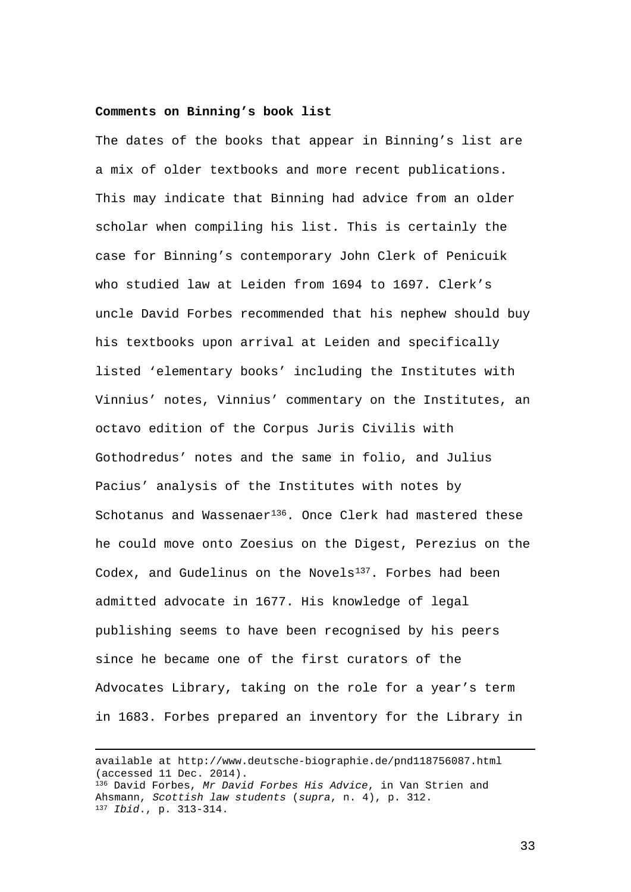**Comments on Binning's book list**

The dates of the books that appear in Binning's list are a mix of older textbooks and more recent publications. This may indicate that Binning had advice from an older scholar when compiling his list. This is certainly the case for Binning's contemporary John Clerk of Penicuik who studied law at Leiden from 1694 to 1697. Clerk's uncle David Forbes recommended that his nephew should buy his textbooks upon arrival at Leiden and specifically listed 'elementary books' including the Institutes with Vinnius' notes, Vinnius' commentary on the Institutes, an octavo edition of the Corpus Juris Civilis with Gothodredus' notes and the same in folio, and Julius Pacius' analysis of the Institutes with notes by Schotanus and Wassenaer[136]. Once Clerk had mastered these he could move onto Zoesius on the Digest, Perezius on the Codex, and Gudelinus on the Novels[137]. Forbes had been admitted advocate in 1677. His knowledge of legal publishing seems to have been recognised by his peers since he became one of the first curators of the Advocates Library, taking on the role for a year's term in 1683. Forbes prepared an inventory for the Library in

---

available at http://www.deutsche-biographie.de/pnd118756087.html (accessed 11 Dec. 2014).

[136] David Forbes, *Mr David Forbes His Advice*, in Van Strien and Ahsmann, *Scottish law students* (*supra*, n. 4), p. 312.

[137] *Ibid*., p. 313-314.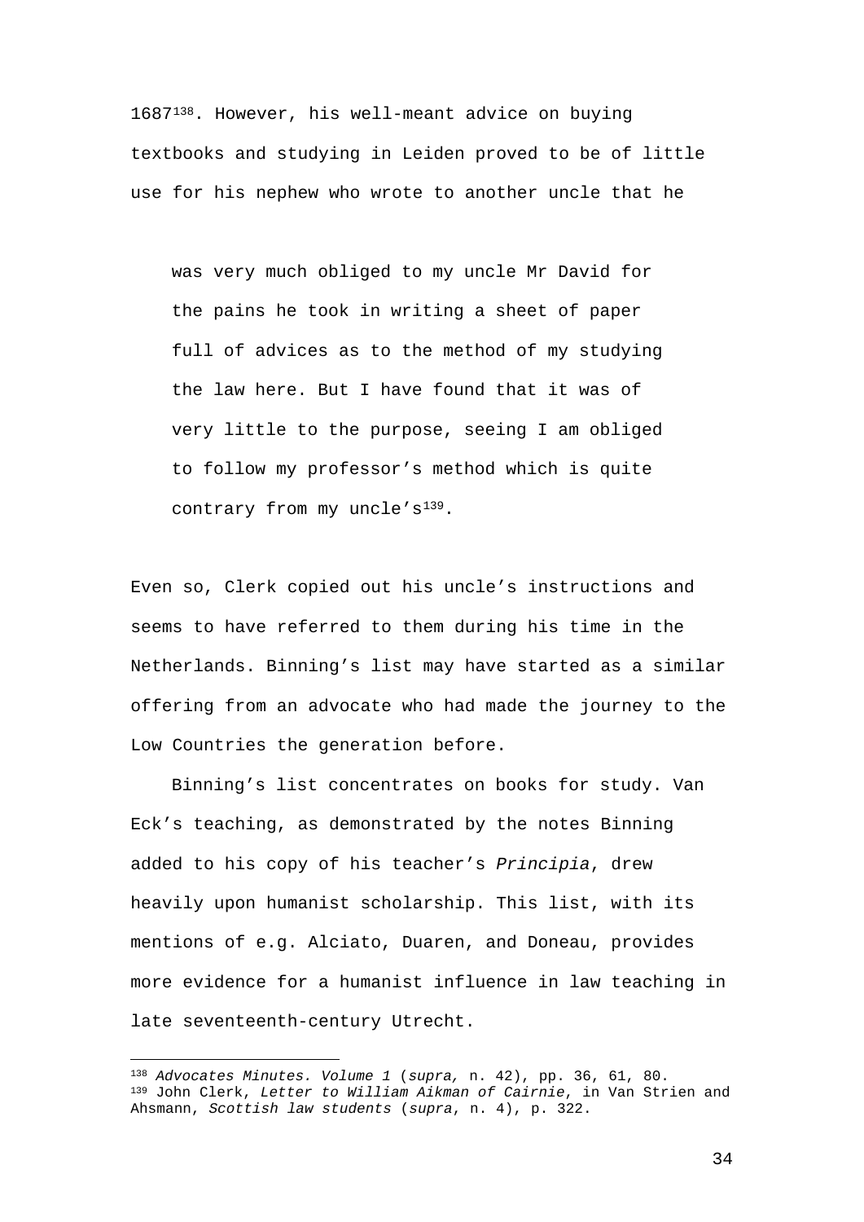1687[138]. However, his well-meant advice on buying textbooks and studying in Leiden proved to be of little use for his nephew who wrote to another uncle that he

> was very much obliged to my uncle Mr David for the pains he took in writing a sheet of paper full of advices as to the method of my studying the law here. But I have found that it was of very little to the purpose, seeing I am obliged to follow my professor's method which is quite contrary from my uncle's[139].

Even so, Clerk copied out his uncle's instructions and seems to have referred to them during his time in the Netherlands. Binning's list may have started as a similar offering from an advocate who had made the journey to the Low Countries the generation before.

Binning's list concentrates on books for study. Van Eck's teaching, as demonstrated by the notes Binning added to his copy of his teacher's *Principia*, drew heavily upon humanist scholarship. This list, with its mentions of e.g. Alciato, Duaren, and Doneau, provides more evidence for a humanist influence in law teaching in late seventeenth-century Utrecht.

---

[138] *Advocates Minutes. Volume 1* (*supra,* n. 42), pp. 36, 61, 80.

[139] John Clerk, *Letter to William Aikman of Cairnie*, in Van Strien and Ahsmann, *Scottish law students* (*supra*, n. 4), p. 322.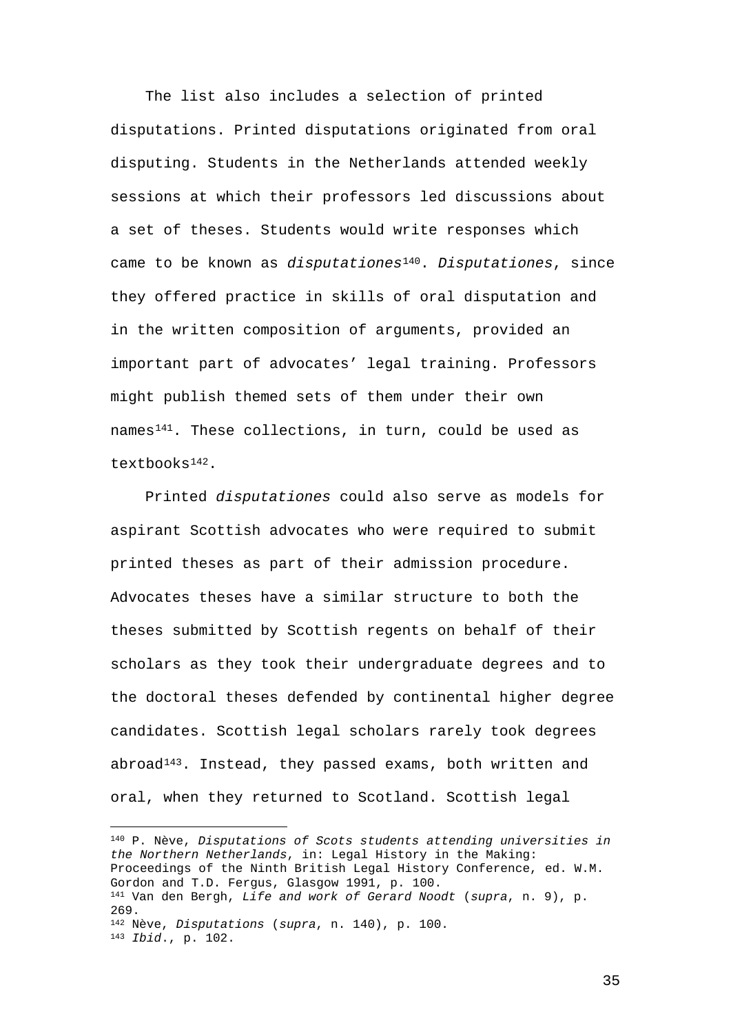The list also includes a selection of printed disputations. Printed disputations originated from oral disputing. Students in the Netherlands attended weekly sessions at which their professors led discussions about a set of theses. Students would write responses which came to be known as *disputationes*[140]. *Disputationes*, since they offered practice in skills of oral disputation and in the written composition of arguments, provided an important part of advocates' legal training. Professors might publish themed sets of them under their own names[141]. These collections, in turn, could be used as textbooks[142].

Printed *disputationes* could also serve as models for aspirant Scottish advocates who were required to submit printed theses as part of their admission procedure. Advocates theses have a similar structure to both the theses submitted by Scottish regents on behalf of their scholars as they took their undergraduate degrees and to the doctoral theses defended by continental higher degree candidates. Scottish legal scholars rarely took degrees abroad[143]. Instead, they passed exams, both written and oral, when they returned to Scotland. Scottish legal

---

[140] P. Nève, *Disputations of Scots students attending universities in the Northern Netherlands*, in: Legal History in the Making: Proceedings of the Ninth British Legal History Conference, ed. W.M. Gordon and T.D. Fergus, Glasgow 1991, p. 100.

[141] Van den Bergh, *Life and work of Gerard Noodt* (*supra*, n. 9), p. 269.

[142] Nève, *Disputations* (*supra*, n. 140), p. 100.

[143] *Ibid*., p. 102.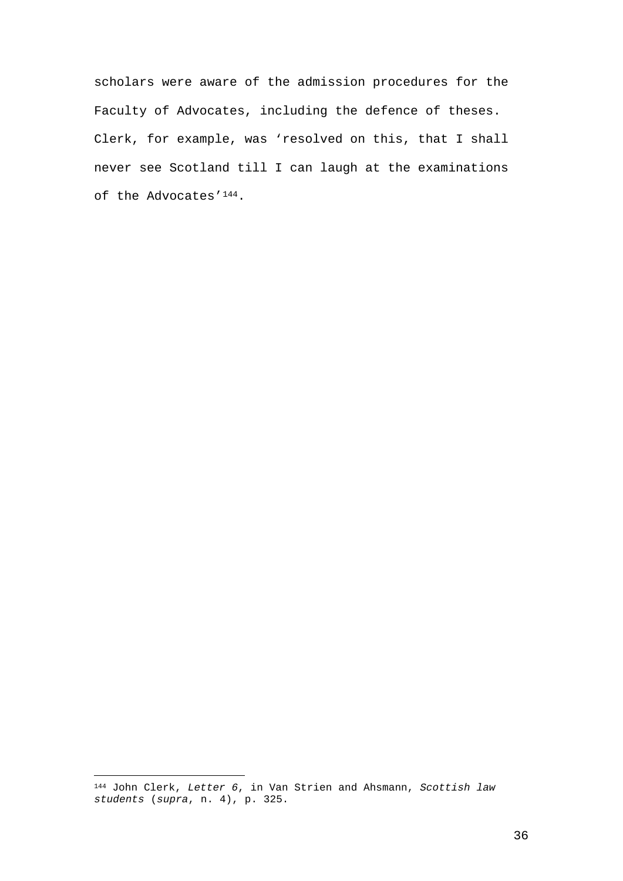scholars were aware of the admission procedures for the Faculty of Advocates, including the defence of theses. Clerk, for example, was 'resolved on this, that I shall never see Scotland till I can laugh at the examinations of the Advocates'[144].

[144] John Clerk, *Letter 6*, in Van Strien and Ahsmann, *Scottish law students* (*supra*, n. 4), p. 325.